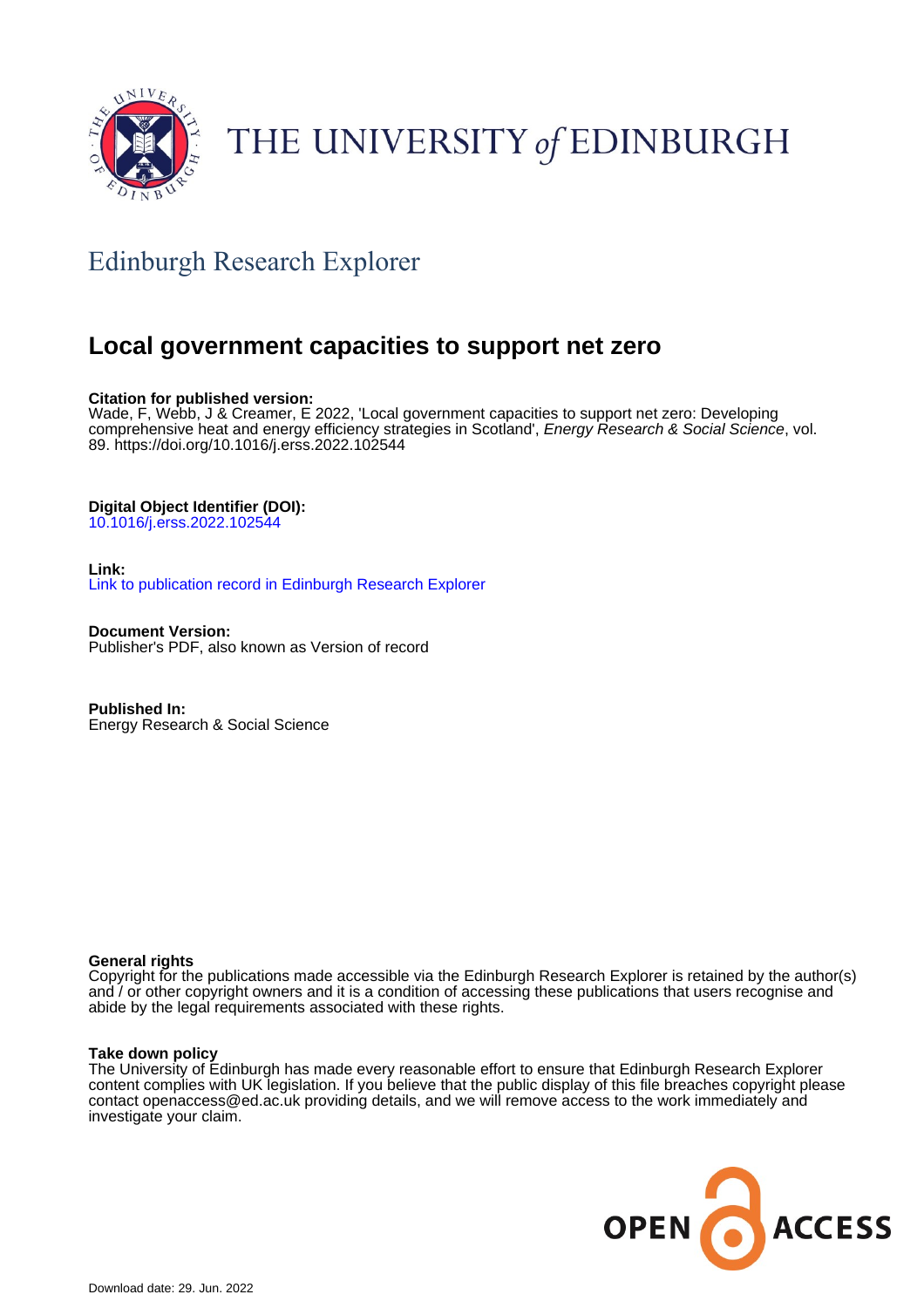THE UNIVERSITY *of* EDINBURGH

## Edinburgh Research Explorer

# Local government capacities to support net zero

**Citation for published version:**
Wade, F, Webb, J & Creamer, E 2022, 'Local government capacities to support net zero: Developing comprehensive heat and energy efficiency strategies in Scotland', *Energy Research & Social Science*, vol. 89. https://doi.org/10.1016/j.erss.2022.102544

**Digital Object Identifier (DOI):**
10.1016/j.erss.2022.102544

**Link:**
Link to publication record in Edinburgh Research Explorer

**Document Version:**
Publisher's PDF, also known as Version of record

**Published In:**
Energy Research & Social Science

**General rights**
Copyright for the publications made accessible via the Edinburgh Research Explorer is retained by the author(s) and / or other copyright owners and it is a condition of accessing these publications that users recognise and abide by the legal requirements associated with these rights.

**Take down policy**
The University of Edinburgh has made every reasonable effort to ensure that Edinburgh Research Explorer content complies with UK legislation. If you believe that the public display of this file breaches copyright please contact openaccess@ed.ac.uk providing details, and we will remove access to the work immediately and investigate your claim.

OPEN ACCESS

Download date: 29. Jun. 2022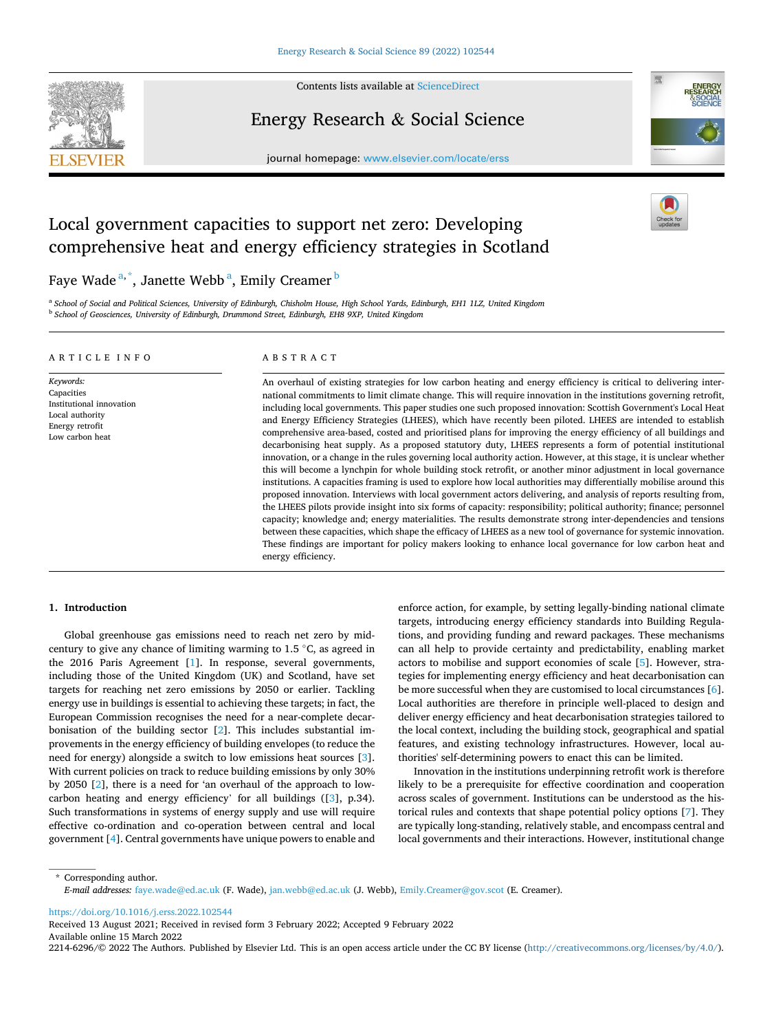# Local government capacities to support net zero: Developing comprehensive heat and energy efficiency strategies in Scotland

Faye Wade [a,*], Janette Webb [a], Emily Creamer [b]

[a] School of Social and Political Sciences, University of Edinburgh, Chisholm House, High School Yards, Edinburgh, EH1 1LZ, United Kingdom
[b] School of Geosciences, University of Edinburgh, Drummond Street, Edinburgh, EH8 9XP, United Kingdom

## ARTICLE INFO

*Keywords:*
Capacities
Institutional innovation
Local authority
Energy retrofit
Low carbon heat

## ABSTRACT

An overhaul of existing strategies for low carbon heating and energy efficiency is critical to delivering international commitments to limit climate change. This will require innovation in the institutions governing retrofit, including local governments. This paper studies one such proposed innovation: Scottish Government's Local Heat and Energy Efficiency Strategies (LHEES), which have recently been piloted. LHEES are intended to establish comprehensive area-based, costed and prioritised plans for improving the energy efficiency of all buildings and decarbonising heat supply. As a proposed statutory duty, LHEES represents a form of potential institutional innovation, or a change in the rules governing local authority action. However, at this stage, it is unclear whether this will become a lynchpin for whole building stock retrofit, or another minor adjustment in local governance institutions. A capacities framing is used to explore how local authorities may differentially mobilise around this proposed innovation. Interviews with local government actors delivering, and analysis of reports resulting from, the LHEES pilots provide insight into six forms of capacity: responsibility; political authority; finance; personnel capacity; knowledge and; energy materialities. The results demonstrate strong inter-dependencies and tensions between these capacities, which shape the efficacy of LHEES as a new tool of governance for systemic innovation. These findings are important for policy makers looking to enhance local governance for low carbon heat and energy efficiency.

## 1. Introduction

Global greenhouse gas emissions need to reach net zero by mid-century to give any chance of limiting warming to 1.5 °C, as agreed in the 2016 Paris Agreement [1]. In response, several governments, including those of the United Kingdom (UK) and Scotland, have set targets for reaching net zero emissions by 2050 or earlier. Tackling energy use in buildings is essential to achieving these targets; in fact, the European Commission recognises the need for a near-complete decarbonisation of the building sector [2]. This includes substantial improvements in the energy efficiency of building envelopes (to reduce the need for energy) alongside a switch to low emissions heat sources [3]. With current policies on track to reduce building emissions by only 30% by 2050 [2], there is a need for 'an overhaul of the approach to low-carbon heating and energy efficiency' for all buildings ([3], p.34). Such transformations in systems of energy supply and use will require effective co-ordination and co-operation between central and local government [4]. Central governments have unique powers to enable and enforce action, for example, by setting legally-binding national climate targets, introducing energy efficiency standards into Building Regulations, and providing funding and reward packages. These mechanisms can all help to provide certainty and predictability, enabling market actors to mobilise and support economies of scale [5]. However, strategies for implementing energy efficiency and heat decarbonisation can be more successful when they are customised to local circumstances [6]. Local authorities are therefore in principle well-placed to design and deliver energy efficiency and heat decarbonisation strategies tailored to the local context, including the building stock, geographical and spatial features, and existing technology infrastructures. However, local authorities' self-determining powers to enact this can be limited.

Innovation in the institutions underpinning retrofit work is therefore likely to be a prerequisite for effective coordination and cooperation across scales of government. Institutions can be understood as the historical rules and contexts that shape potential policy options [7]. They are typically long-standing, relatively stable, and encompass central and local governments and their interactions. However, institutional change

---

* Corresponding author.
*E-mail addresses:* faye.wade@ed.ac.uk (F. Wade), jan.webb@ed.ac.uk (J. Webb), Emily.Creamer@gov.scot (E. Creamer).

https://doi.org/10.1016/j.erss.2022.102544
Received 13 August 2021; Received in revised form 3 February 2022; Accepted 9 February 2022
Available online 15 March 2022
2214-6296/© 2022 The Authors. Published by Elsevier Ltd. This is an open access article under the CC BY license (http://creativecommons.org/licenses/by/4.0/).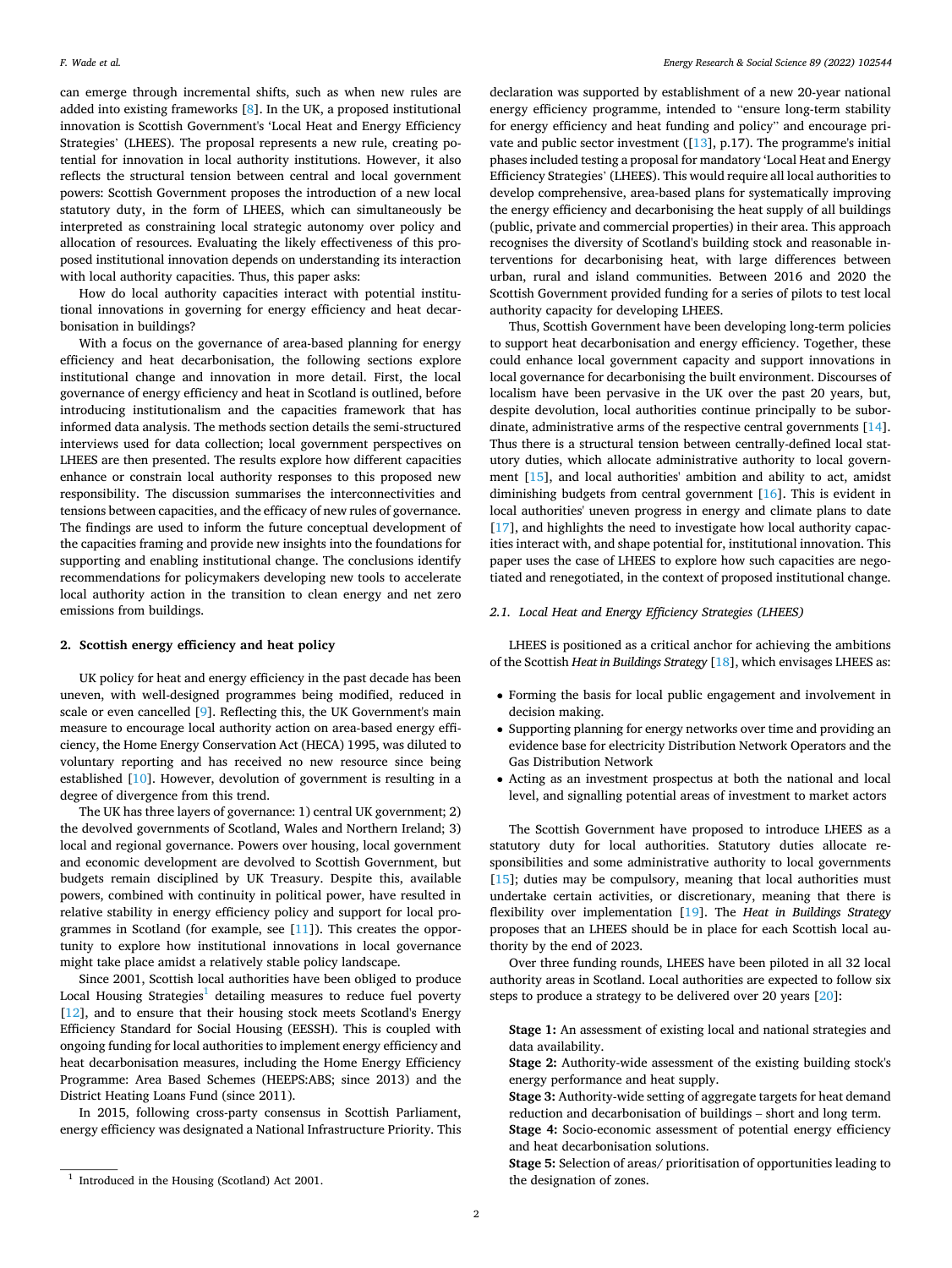can emerge through incremental shifts, such as when new rules are added into existing frameworks [8]. In the UK, a proposed institutional innovation is Scottish Government's 'Local Heat and Energy Efficiency Strategies' (LHEES). The proposal represents a new rule, creating potential for innovation in local authority institutions. However, it also reflects the structural tension between central and local government powers: Scottish Government proposes the introduction of a new local statutory duty, in the form of LHEES, which can simultaneously be interpreted as constraining local strategic autonomy over policy and allocation of resources. Evaluating the likely effectiveness of this proposed institutional innovation depends on understanding its interaction with local authority capacities. Thus, this paper asks:

How do local authority capacities interact with potential institutional innovations in governing for energy efficiency and heat decarbonisation in buildings?

With a focus on the governance of area-based planning for energy efficiency and heat decarbonisation, the following sections explore institutional change and innovation in more detail. First, the local governance of energy efficiency and heat in Scotland is outlined, before introducing institutionalism and the capacities framework that has informed data analysis. The methods section details the semi-structured interviews used for data collection; local government perspectives on LHEES are then presented. The results explore how different capacities enhance or constrain local authority responses to this proposed new responsibility. The discussion summarises the interconnectivities and tensions between capacities, and the efficacy of new rules of governance. The findings are used to inform the future conceptual development of the capacities framing and provide new insights into the foundations for supporting and enabling institutional change. The conclusions identify recommendations for policymakers developing new tools to accelerate local authority action in the transition to clean energy and net zero emissions from buildings.

## 2. Scottish energy efficiency and heat policy

UK policy for heat and energy efficiency in the past decade has been uneven, with well-designed programmes being modified, reduced in scale or even cancelled [9]. Reflecting this, the UK Government's main measure to encourage local authority action on area-based energy efficiency, the Home Energy Conservation Act (HECA) 1995, was diluted to voluntary reporting and has received no new resource since being established [10]. However, devolution of government is resulting in a degree of divergence from this trend.

The UK has three layers of governance: 1) central UK government; 2) the devolved governments of Scotland, Wales and Northern Ireland; 3) local and regional governance. Powers over housing, local government and economic development are devolved to Scottish Government, but budgets remain disciplined by UK Treasury. Despite this, available powers, combined with continuity in political power, have resulted in relative stability in energy efficiency policy and support for local programmes in Scotland (for example, see [11]). This creates the opportunity to explore how institutional innovations in local governance might take place amidst a relatively stable policy landscape.

Since 2001, Scottish local authorities have been obliged to produce Local Housing Strategies[1] detailing measures to reduce fuel poverty [12], and to ensure that their housing stock meets Scotland's Energy Efficiency Standard for Social Housing (EESSH). This is coupled with ongoing funding for local authorities to implement energy efficiency and heat decarbonisation measures, including the Home Energy Efficiency Programme: Area Based Schemes (HEEPS:ABS; since 2013) and the District Heating Loans Fund (since 2011).

In 2015, following cross-party consensus in Scottish Parliament, energy efficiency was designated a National Infrastructure Priority. This declaration was supported by establishment of a new 20-year national energy efficiency programme, intended to "ensure long-term stability for energy efficiency and heat funding and policy" and encourage private and public sector investment ([13], p.17). The programme's initial phases included testing a proposal for mandatory 'Local Heat and Energy Efficiency Strategies' (LHEES). This would require all local authorities to develop comprehensive, area-based plans for systematically improving the energy efficiency and decarbonising the heat supply of all buildings (public, private and commercial properties) in their area. This approach recognises the diversity of Scotland's building stock and reasonable interventions for decarbonising heat, with large differences between urban, rural and island communities. Between 2016 and 2020 the Scottish Government provided funding for a series of pilots to test local authority capacity for developing LHEES.

Thus, Scottish Government have been developing long-term policies to support heat decarbonisation and energy efficiency. Together, these could enhance local government capacity and support innovations in local governance for decarbonising the built environment. Discourses of localism have been pervasive in the UK over the past 20 years, but, despite devolution, local authorities continue principally to be subordinate, administrative arms of the respective central governments [14]. Thus there is a structural tension between centrally-defined local statutory duties, which allocate administrative authority to local government [15], and local authorities' ambition and ability to act, amidst diminishing budgets from central government [16]. This is evident in local authorities' uneven progress in energy and climate plans to date [17], and highlights the need to investigate how local authority capacities interact with, and shape potential for, institutional innovation. This paper uses the case of LHEES to explore how such capacities are negotiated and renegotiated, in the context of proposed institutional change.

### 2.1. Local Heat and Energy Efficiency Strategies (LHEES)

LHEES is positioned as a critical anchor for achieving the ambitions of the Scottish *Heat in Buildings Strategy* [18], which envisages LHEES as:

- Forming the basis for local public engagement and involvement in decision making.
- Supporting planning for energy networks over time and providing an evidence base for electricity Distribution Network Operators and the Gas Distribution Network
- Acting as an investment prospectus at both the national and local level, and signalling potential areas of investment to market actors

The Scottish Government have proposed to introduce LHEES as a statutory duty for local authorities. Statutory duties allocate responsibilities and some administrative authority to local governments [15]; duties may be compulsory, meaning that local authorities must undertake certain activities, or discretionary, meaning that there is flexibility over implementation [19]. The *Heat in Buildings Strategy* proposes that an LHEES should be in place for each Scottish local authority by the end of 2023.

Over three funding rounds, LHEES have been piloted in all 32 local authority areas in Scotland. Local authorities are expected to follow six steps to produce a strategy to be delivered over 20 years [20]:

> **Stage 1:** An assessment of existing local and national strategies and data availability.
> **Stage 2:** Authority-wide assessment of the existing building stock's energy performance and heat supply.
> **Stage 3:** Authority-wide setting of aggregate targets for heat demand reduction and decarbonisation of buildings – short and long term.
> **Stage 4:** Socio-economic assessment of potential energy efficiency and heat decarbonisation solutions.
> **Stage 5:** Selection of areas/ prioritisation of opportunities leading to the designation of zones.

[1] Introduced in the Housing (Scotland) Act 2001.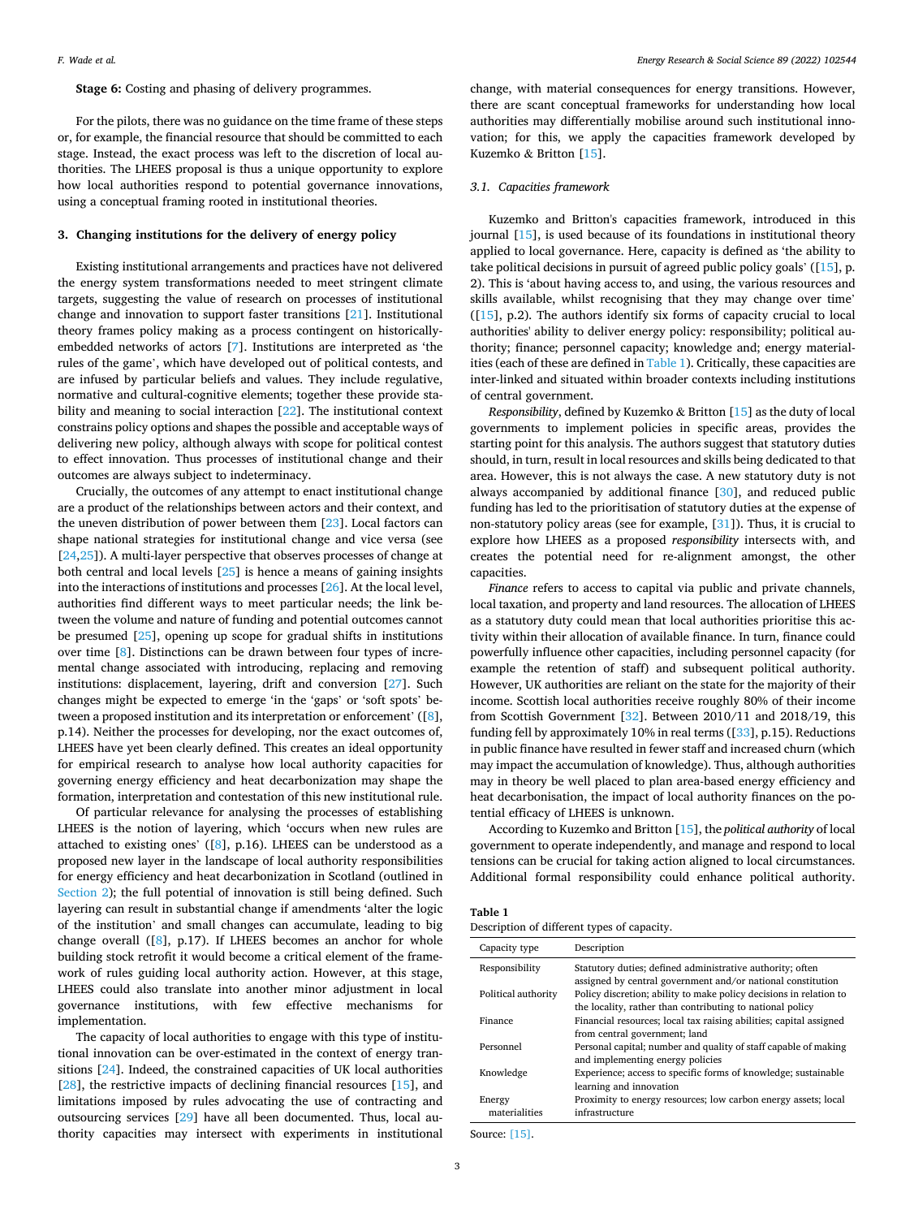**Stage 6:** Costing and phasing of delivery programmes.

For the pilots, there was no guidance on the time frame of these steps or, for example, the financial resource that should be committed to each stage. Instead, the exact process was left to the discretion of local authorities. The LHEES proposal is thus a unique opportunity to explore how local authorities respond to potential governance innovations, using a conceptual framing rooted in institutional theories.

## 3. Changing institutions for the delivery of energy policy

Existing institutional arrangements and practices have not delivered the energy system transformations needed to meet stringent climate targets, suggesting the value of research on processes of institutional change and innovation to support faster transitions [21]. Institutional theory frames policy making as a process contingent on historically-embedded networks of actors [7]. Institutions are interpreted as 'the rules of the game', which have developed out of political contests, and are infused by particular beliefs and values. They include regulative, normative and cultural-cognitive elements; together these provide stability and meaning to social interaction [22]. The institutional context constrains policy options and shapes the possible and acceptable ways of delivering new policy, although always with scope for political contest to effect innovation. Thus processes of institutional change and their outcomes are always subject to indeterminacy.

Crucially, the outcomes of any attempt to enact institutional change are a product of the relationships between actors and their context, and the uneven distribution of power between them [23]. Local factors can shape national strategies for institutional change and vice versa (see [24,25]). A multi-layer perspective that observes processes of change at both central and local levels [25] is hence a means of gaining insights into the interactions of institutions and processes [26]. At the local level, authorities find different ways to meet particular needs; the link between the volume and nature of funding and potential outcomes cannot be presumed [25], opening up scope for gradual shifts in institutions over time [8]. Distinctions can be drawn between four types of incremental change associated with introducing, replacing and removing institutions: displacement, layering, drift and conversion [27]. Such changes might be expected to emerge 'in the 'gaps' or 'soft spots' between a proposed institution and its interpretation or enforcement' ([8], p.14). Neither the processes for developing, nor the exact outcomes of, LHEES have yet been clearly defined. This creates an ideal opportunity for empirical research to analyse how local authority capacities for governing energy efficiency and heat decarbonization may shape the formation, interpretation and contestation of this new institutional rule.

Of particular relevance for analysing the processes of establishing LHEES is the notion of layering, which 'occurs when new rules are attached to existing ones' ([8], p.16). LHEES can be understood as a proposed new layer in the landscape of local authority responsibilities for energy efficiency and heat decarbonization in Scotland (outlined in Section 2); the full potential of innovation is still being defined. Such layering can result in substantial change if amendments 'alter the logic of the institution' and small changes can accumulate, leading to big change overall ([8], p.17). If LHEES becomes an anchor for whole building stock retrofit it would become a critical element of the framework of rules guiding local authority action. However, at this stage, LHEES could also translate into another minor adjustment in local governance institutions, with few effective mechanisms for implementation.

The capacity of local authorities to engage with this type of institutional innovation can be over-estimated in the context of energy transitions [24]. Indeed, the constrained capacities of UK local authorities [28], the restrictive impacts of declining financial resources [15], and limitations imposed by rules advocating the use of contracting and outsourcing services [29] have all been documented. Thus, local authority capacities may intersect with experiments in institutional change, with material consequences for energy transitions. However, there are scant conceptual frameworks for understanding how local authorities may differentially mobilise around such institutional innovation; for this, we apply the capacities framework developed by Kuzemko & Britton [15].

### 3.1. Capacities framework

Kuzemko and Britton's capacities framework, introduced in this journal [15], is used because of its foundations in institutional theory applied to local governance. Here, capacity is defined as 'the ability to take political decisions in pursuit of agreed public policy goals' ([15], p. 2). This is 'about having access to, and using, the various resources and skills available, whilst recognising that they may change over time' ([15], p.2). The authors identify six forms of capacity crucial to local authorities' ability to deliver energy policy: responsibility; political authority; finance; personnel capacity; knowledge and; energy materialities (each of these are defined in Table 1). Critically, these capacities are inter-linked and situated within broader contexts including institutions of central government.

*Responsibility*, defined by Kuzemko & Britton [15] as the duty of local governments to implement policies in specific areas, provides the starting point for this analysis. The authors suggest that statutory duties should, in turn, result in local resources and skills being dedicated to that area. However, this is not always the case. A new statutory duty is not always accompanied by additional finance [30], and reduced public funding has led to the prioritisation of statutory duties at the expense of non-statutory policy areas (see for example, [31]). Thus, it is crucial to explore how LHEES as a proposed *responsibility* intersects with, and creates the potential need for re-alignment amongst, the other capacities.

*Finance* refers to access to capital via public and private channels, local taxation, and property and land resources. The allocation of LHEES as a statutory duty could mean that local authorities prioritise this activity within their allocation of available finance. In turn, finance could powerfully influence other capacities, including personnel capacity (for example the retention of staff) and subsequent political authority. However, UK authorities are reliant on the state for the majority of their income. Scottish local authorities receive roughly 80% of their income from Scottish Government [32]. Between 2010/11 and 2018/19, this funding fell by approximately 10% in real terms ([33], p.15). Reductions in public finance have resulted in fewer staff and increased churn (which may impact the accumulation of knowledge). Thus, although authorities may in theory be well placed to plan area-based energy efficiency and heat decarbonisation, the impact of local authority finances on the potential efficacy of LHEES is unknown.

According to Kuzemko and Britton [15], the *political authority* of local government to operate independently, and manage and respond to local tensions can be crucial for taking action aligned to local circumstances. Additional formal responsibility could enhance political authority.

**Table 1**
Description of different types of capacity.

| Capacity type | Description |
|---|---|
| Responsibility | Statutory duties; defined administrative authority; often assigned by central government and/or national constitution |
| Political authority | Policy discretion; ability to make policy decisions in relation to the locality, rather than contributing to national policy |
| Finance | Financial resources; local tax raising abilities; capital assigned from central government; land |
| Personnel | Personal capital; number and quality of staff capable of making and implementing energy policies |
| Knowledge | Experience; access to specific forms of knowledge; sustainable learning and innovation |
| Energy materialities | Proximity to energy resources; low carbon energy assets; local infrastructure |

Source: [15].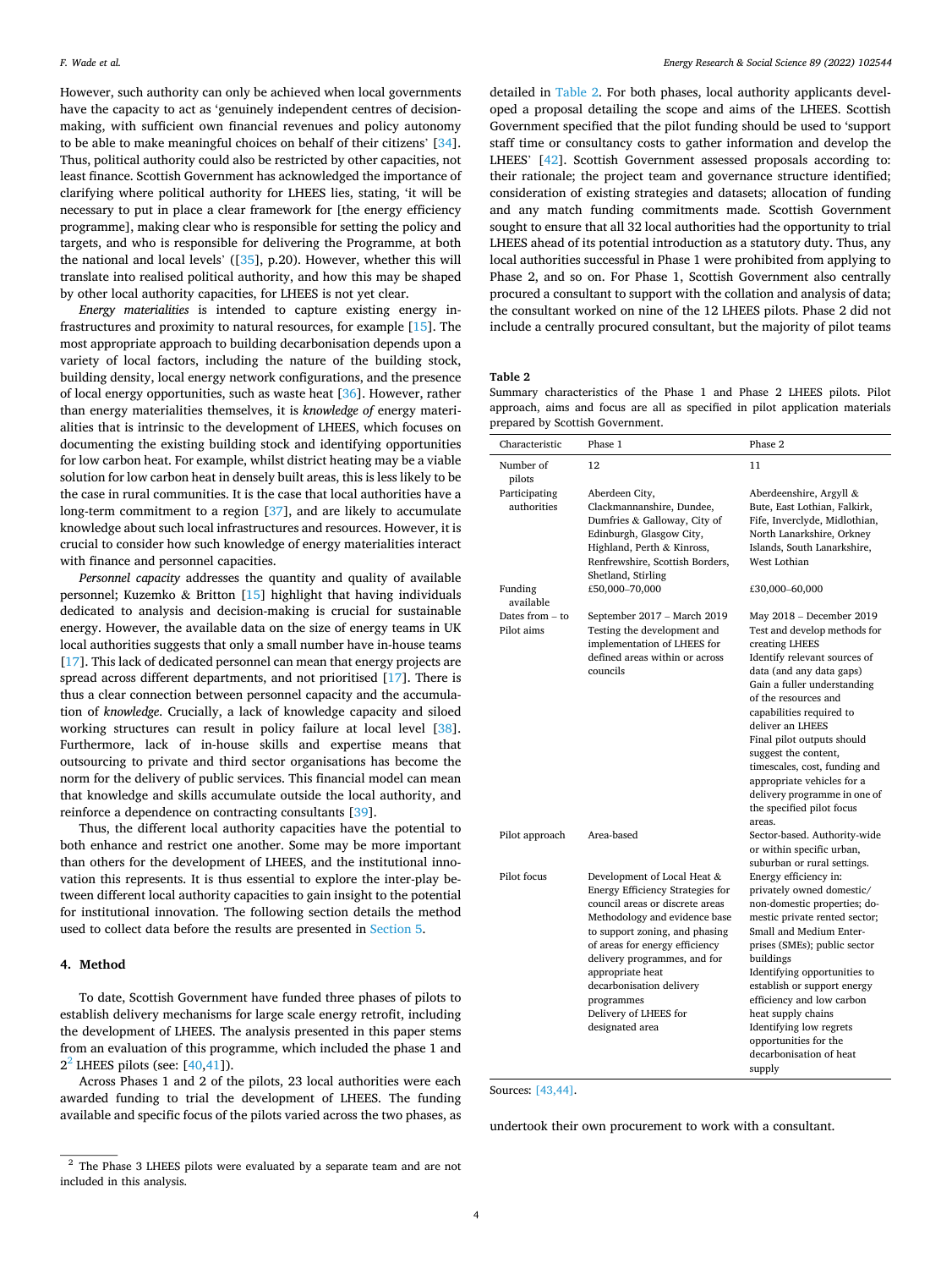However, such authority can only be achieved when local governments have the capacity to act as 'genuinely independent centres of decision-making, with sufficient own financial revenues and policy autonomy to be able to make meaningful choices on behalf of their citizens' [34]. Thus, political authority could also be restricted by other capacities, not least finance. Scottish Government has acknowledged the importance of clarifying where political authority for LHEES lies, stating, 'it will be necessary to put in place a clear framework for [the energy efficiency programme], making clear who is responsible for setting the policy and targets, and who is responsible for delivering the Programme, at both the national and local levels' ([35], p.20). However, whether this will translate into realised political authority, and how this may be shaped by other local authority capacities, for LHEES is not yet clear.

*Energy materialities* is intended to capture existing energy infrastructures and proximity to natural resources, for example [15]. The most appropriate approach to building decarbonisation depends upon a variety of local factors, including the nature of the building stock, building density, local energy network configurations, and the presence of local energy opportunities, such as waste heat [36]. However, rather than energy materialities themselves, it is *knowledge of* energy materialities that is intrinsic to the development of LHEES, which focuses on documenting the existing building stock and identifying opportunities for low carbon heat. For example, whilst district heating may be a viable solution for low carbon heat in densely built areas, this is less likely to be the case in rural communities. It is the case that local authorities have a long-term commitment to a region [37], and are likely to accumulate knowledge about such local infrastructures and resources. However, it is crucial to consider how such knowledge of energy materialities interact with finance and personnel capacities.

*Personnel capacity* addresses the quantity and quality of available personnel; Kuzemko & Britton [15] highlight that having individuals dedicated to analysis and decision-making is crucial for sustainable energy. However, the available data on the size of energy teams in UK local authorities suggests that only a small number have in-house teams [17]. This lack of dedicated personnel can mean that energy projects are spread across different departments, and not prioritised [17]. There is thus a clear connection between personnel capacity and the accumulation of *knowledge*. Crucially, a lack of knowledge capacity and siloed working structures can result in policy failure at local level [38]. Furthermore, lack of in-house skills and expertise means that outsourcing to private and third sector organisations has become the norm for the delivery of public services. This financial model can mean that knowledge and skills accumulate outside the local authority, and reinforce a dependence on contracting consultants [39].

Thus, the different local authority capacities have the potential to both enhance and restrict one another. Some may be more important than others for the development of LHEES, and the institutional innovation this represents. It is thus essential to explore the inter-play between different local authority capacities to gain insight to the potential for institutional innovation. The following section details the method used to collect data before the results are presented in Section 5.

## 4. Method

To date, Scottish Government have funded three phases of pilots to establish delivery mechanisms for large scale energy retrofit, including the development of LHEES. The analysis presented in this paper stems from an evaluation of this programme, which included the phase 1 and 2[2] LHEES pilots (see: [40,41]).

Across Phases 1 and 2 of the pilots, 23 local authorities were each awarded funding to trial the development of LHEES. The funding available and specific focus of the pilots varied across the two phases, as detailed in Table 2. For both phases, local authority applicants developed a proposal detailing the scope and aims of the LHEES. Scottish Government specified that the pilot funding should be used to 'support staff time or consultancy costs to gather information and develop the LHEES' [42]. Scottish Government assessed proposals according to: their rationale; the project team and governance structure identified; consideration of existing strategies and datasets; allocation of funding and any match funding commitments made. Scottish Government sought to ensure that all 32 local authorities had the opportunity to trial LHEES ahead of its potential introduction as a statutory duty. Thus, any local authorities successful in Phase 1 were prohibited from applying to Phase 2, and so on. For Phase 1, Scottish Government also centrally procured a consultant to support with the collation and analysis of data; the consultant worked on nine of the 12 LHEES pilots. Phase 2 did not include a centrally procured consultant, but the majority of pilot teams undertook their own procurement to work with a consultant.

**Table 2**
Summary characteristics of the Phase 1 and Phase 2 LHEES pilots. Pilot approach, aims and focus are all as specified in pilot application materials prepared by Scottish Government.

| Characteristic | Phase 1 | Phase 2 |
|---|---|---|
| Number of pilots | 12 | 11 |
| Participating authorities | Aberdeen City, Clackmannanshire, Dundee, Dumfries & Galloway, City of Edinburgh, Glasgow City, Highland, Perth & Kinross, Renfrewshire, Scottish Borders, Shetland, Stirling | Aberdeenshire, Argyll & Bute, East Lothian, Falkirk, Fife, Inverclyde, Midlothian, North Lanarkshire, Orkney Islands, South Lanarkshire, West Lothian |
| Funding available | £50,000–70,000 | £30,000–60,000 |
| Dates from – to | September 2017 – March 2019 | May 2018 – December 2019 |
| Pilot aims | Testing the development and implementation of LHEES for defined areas within or across councils | Test and develop methods for creating LHEES<br>Identify relevant sources of data (and any data gaps)<br>Gain a fuller understanding of the resources and capabilities required to deliver an LHEES<br>Final pilot outputs should suggest the content, timescales, cost, funding and appropriate vehicles for a delivery programme in one of the specified pilot focus areas. |
| Pilot approach | Area-based | Sector-based. Authority-wide or within specific urban, suburban or rural settings. |
| Pilot focus | Development of Local Heat & Energy Efficiency Strategies for council areas or discrete areas<br>Methodology and evidence base to support zoning, and phasing of areas for energy efficiency delivery programmes, and for appropriate heat decarbonisation delivery programmes<br>Delivery of LHEES for designated area | Energy efficiency in: privately owned domestic/non-domestic properties; domestic private rented sector; Small and Medium Enterprises (SMEs); public sector buildings<br>Identifying opportunities to establish or support energy efficiency and low carbon heat supply chains<br>Identifying low regrets opportunities for the decarbonisation of heat supply |

Sources: [43,44].

[2] The Phase 3 LHEES pilots were evaluated by a separate team and are not included in this analysis.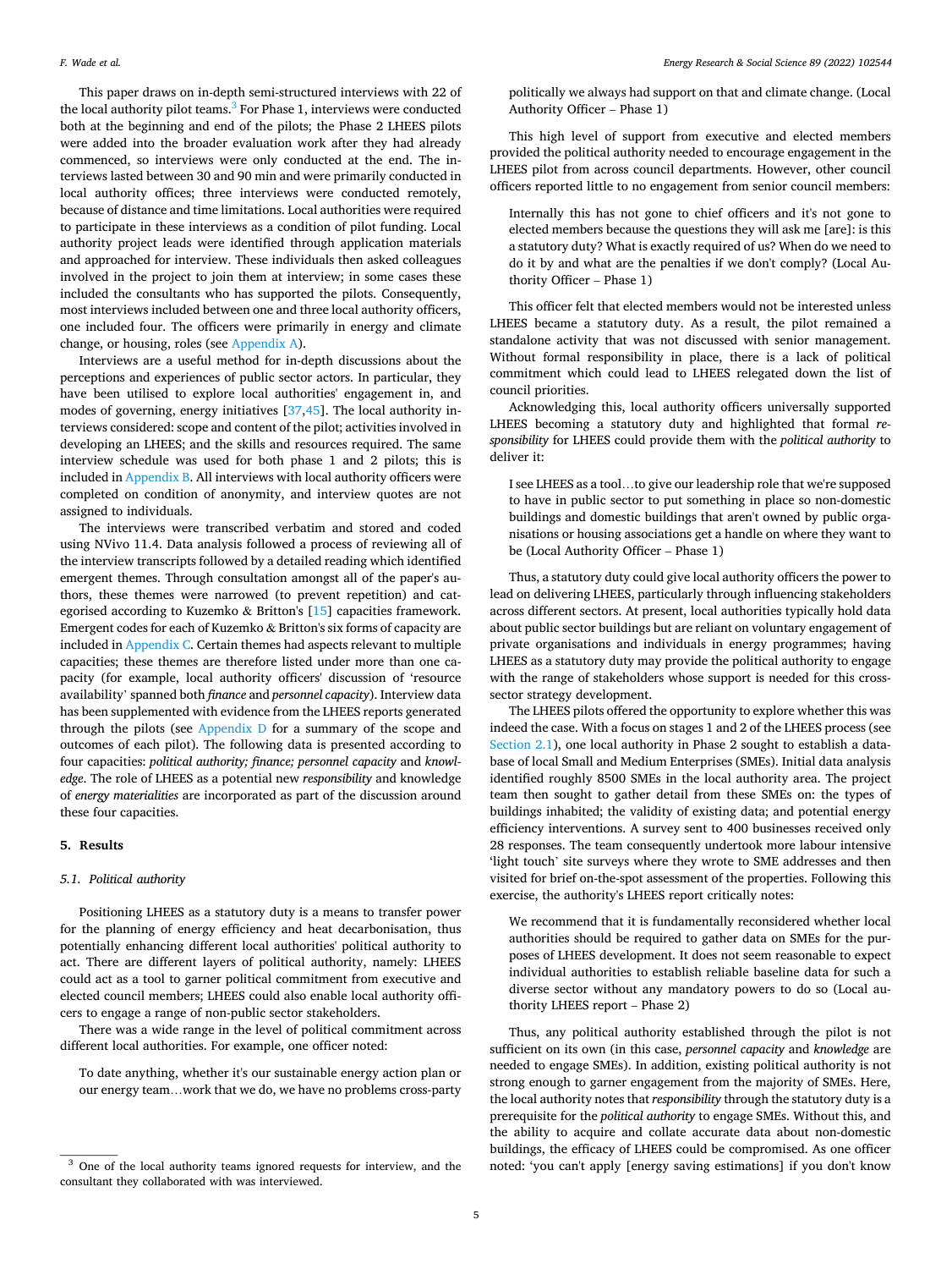This paper draws on in-depth semi-structured interviews with 22 of the local authority pilot teams.[3] For Phase 1, interviews were conducted both at the beginning and end of the pilots; the Phase 2 LHEES pilots were added into the broader evaluation work after they had already commenced, so interviews were only conducted at the end. The interviews lasted between 30 and 90 min and were primarily conducted in local authority offices; three interviews were conducted remotely, because of distance and time limitations. Local authorities were required to participate in these interviews as a condition of pilot funding. Local authority project leads were identified through application materials and approached for interview. These individuals then asked colleagues involved in the project to join them at interview; in some cases these included the consultants who has supported the pilots. Consequently, most interviews included between one and three local authority officers, one included four. The officers were primarily in energy and climate change, or housing, roles (see Appendix A).

Interviews are a useful method for in-depth discussions about the perceptions and experiences of public sector actors. In particular, they have been utilised to explore local authorities' engagement in, and modes of governing, energy initiatives [37,45]. The local authority interviews considered: scope and content of the pilot; activities involved in developing an LHEES; and the skills and resources required. The same interview schedule was used for both phase 1 and 2 pilots; this is included in Appendix B. All interviews with local authority officers were completed on condition of anonymity, and interview quotes are not assigned to individuals.

The interviews were transcribed verbatim and stored and coded using NVivo 11.4. Data analysis followed a process of reviewing all of the interview transcripts followed by a detailed reading which identified emergent themes. Through consultation amongst all of the paper's authors, these themes were narrowed (to prevent repetition) and categorised according to Kuzemko & Britton's [15] capacities framework. Emergent codes for each of Kuzemko & Britton's six forms of capacity are included in Appendix C. Certain themes had aspects relevant to multiple capacities; these themes are therefore listed under more than one capacity (for example, local authority officers' discussion of 'resource availability' spanned both *finance* and *personnel capacity*). Interview data has been supplemented with evidence from the LHEES reports generated through the pilots (see Appendix D for a summary of the scope and outcomes of each pilot). The following data is presented according to four capacities: *political authority; finance; personnel capacity* and *knowledge*. The role of LHEES as a potential new *responsibility* and knowledge of *energy materialities* are incorporated as part of the discussion around these four capacities.

## 5. Results

### 5.1. Political authority

Positioning LHEES as a statutory duty is a means to transfer power for the planning of energy efficiency and heat decarbonisation, thus potentially enhancing different local authorities' political authority to act. There are different layers of political authority, namely: LHEES could act as a tool to garner political commitment from executive and elected council members; LHEES could also enable local authority officers to engage a range of non-public sector stakeholders.

There was a wide range in the level of political commitment across different local authorities. For example, one officer noted:

> To date anything, whether it's our sustainable energy action plan or our energy team…work that we do, we have no problems cross-party politically we always had support on that and climate change. (Local Authority Officer – Phase 1)

This high level of support from executive and elected members provided the political authority needed to encourage engagement in the LHEES pilot from across council departments. However, other council officers reported little to no engagement from senior council members:

> Internally this has not gone to chief officers and it's not gone to elected members because the questions they will ask me [are]: is this a statutory duty? What is exactly required of us? When do we need to do it by and what are the penalties if we don't comply? (Local Authority Officer – Phase 1)

This officer felt that elected members would not be interested unless LHEES became a statutory duty. As a result, the pilot remained a standalone activity that was not discussed with senior management. Without formal responsibility in place, there is a lack of political commitment which could lead to LHEES relegated down the list of council priorities.

Acknowledging this, local authority officers universally supported LHEES becoming a statutory duty and highlighted that formal *responsibility* for LHEES could provide them with the *political authority* to deliver it:

> I see LHEES as a tool…to give our leadership role that we're supposed to have in public sector to put something in place so non-domestic buildings and domestic buildings that aren't owned by public organisations or housing associations get a handle on where they want to be (Local Authority Officer – Phase 1)

Thus, a statutory duty could give local authority officers the power to lead on delivering LHEES, particularly through influencing stakeholders across different sectors. At present, local authorities typically hold data about public sector buildings but are reliant on voluntary engagement of private organisations and individuals in energy programmes; having LHEES as a statutory duty may provide the political authority to engage with the range of stakeholders whose support is needed for this cross-sector strategy development.

The LHEES pilots offered the opportunity to explore whether this was indeed the case. With a focus on stages 1 and 2 of the LHEES process (see Section 2.1), one local authority in Phase 2 sought to establish a database of local Small and Medium Enterprises (SMEs). Initial data analysis identified roughly 8500 SMEs in the local authority area. The project team then sought to gather detail from these SMEs on: the types of buildings inhabited; the validity of existing data; and potential energy efficiency interventions. A survey sent to 400 businesses received only 28 responses. The team consequently undertook more labour intensive 'light touch' site surveys where they wrote to SME addresses and then visited for brief on-the-spot assessment of the properties. Following this exercise, the authority's LHEES report critically notes:

> We recommend that it is fundamentally reconsidered whether local authorities should be required to gather data on SMEs for the purposes of LHEES development. It does not seem reasonable to expect individual authorities to establish reliable baseline data for such a diverse sector without any mandatory powers to do so (Local authority LHEES report – Phase 2)

Thus, any political authority established through the pilot is not sufficient on its own (in this case, *personnel capacity* and *knowledge* are needed to engage SMEs). In addition, existing political authority is not strong enough to garner engagement from the majority of SMEs. Here, the local authority notes that *responsibility* through the statutory duty is a prerequisite for the *political authority* to engage SMEs. Without this, and the ability to acquire and collate accurate data about non-domestic buildings, the efficacy of LHEES could be compromised. As one officer noted: 'you can't apply [energy saving estimations] if you don't know

[3] One of the local authority teams ignored requests for interview, and the consultant they collaborated with was interviewed.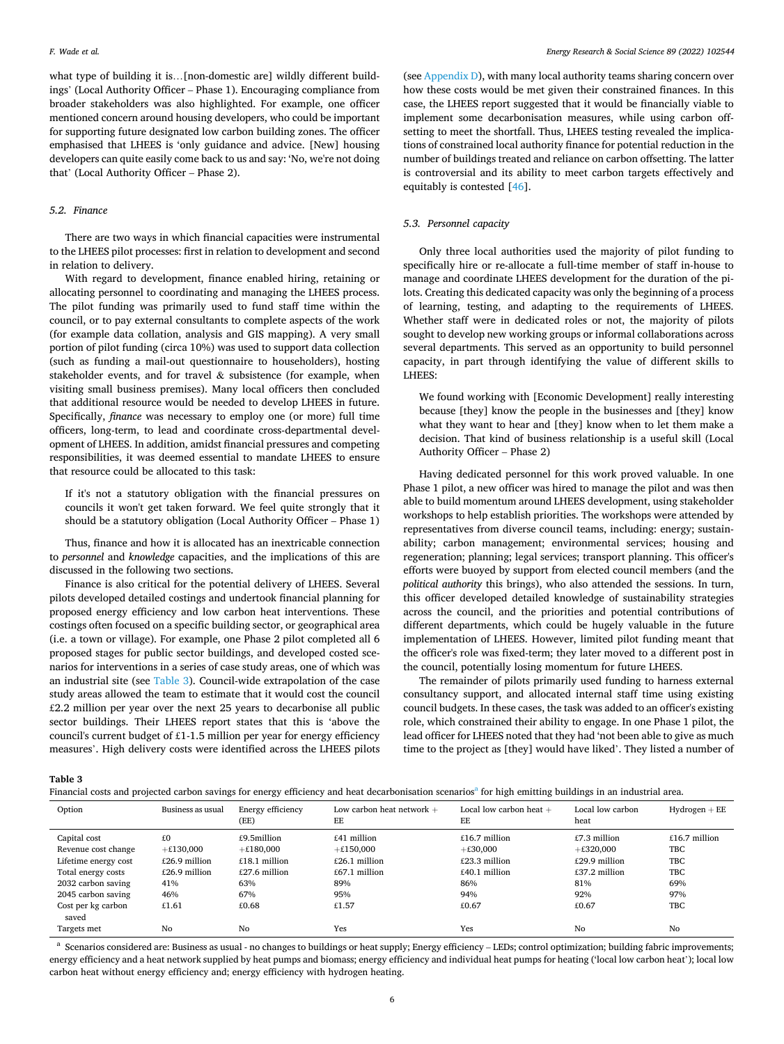what type of building it is…[non-domestic are] wildly different buildings' (Local Authority Officer – Phase 1). Encouraging compliance from broader stakeholders was also highlighted. For example, one officer mentioned concern around housing developers, who could be important for supporting future designated low carbon building zones. The officer emphasised that LHEES is 'only guidance and advice. [New] housing developers can quite easily come back to us and say: 'No, we're not doing that' (Local Authority Officer – Phase 2).

### 5.2. Finance

There are two ways in which financial capacities were instrumental to the LHEES pilot processes: first in relation to development and second in relation to delivery.

With regard to development, finance enabled hiring, retaining or allocating personnel to coordinating and managing the LHEES process. The pilot funding was primarily used to fund staff time within the council, or to pay external consultants to complete aspects of the work (for example data collation, analysis and GIS mapping). A very small portion of pilot funding (circa 10%) was used to support data collection (such as funding a mail-out questionnaire to householders), hosting stakeholder events, and for travel & subsistence (for example, when visiting small business premises). Many local officers then concluded that additional resource would be needed to develop LHEES in future. Specifically, *finance* was necessary to employ one (or more) full time officers, long-term, to lead and coordinate cross-departmental development of LHEES. In addition, amidst financial pressures and competing responsibilities, it was deemed essential to mandate LHEES to ensure that resource could be allocated to this task:

> If it's not a statutory obligation with the financial pressures on councils it won't get taken forward. We feel quite strongly that it should be a statutory obligation (Local Authority Officer – Phase 1)

Thus, finance and how it is allocated has an inextricable connection to *personnel* and *knowledge* capacities, and the implications of this are discussed in the following two sections.

Finance is also critical for the potential delivery of LHEES. Several pilots developed detailed costings and undertook financial planning for proposed energy efficiency and low carbon heat interventions. These costings often focused on a specific building sector, or geographical area (i.e. a town or village). For example, one Phase 2 pilot completed all 6 proposed stages for public sector buildings, and developed costed scenarios for interventions in a series of case study areas, one of which was an industrial site (see Table 3). Council-wide extrapolation of the case study areas allowed the team to estimate that it would cost the council £2.2 million per year over the next 25 years to decarbonise all public sector buildings. Their LHEES report states that this is 'above the council's current budget of £1-1.5 million per year for energy efficiency measures'. High delivery costs were identified across the LHEES pilots (see Appendix D), with many local authority teams sharing concern over how these costs would be met given their constrained finances. In this case, the LHEES report suggested that it would be financially viable to implement some decarbonisation measures, while using carbon offsetting to meet the shortfall. Thus, LHEES testing revealed the implications of constrained local authority finance for potential reduction in the number of buildings treated and reliance on carbon offsetting. The latter is controversial and its ability to meet carbon targets effectively and equitably is contested [46].

### 5.3. Personnel capacity

Only three local authorities used the majority of pilot funding to specifically hire or re-allocate a full-time member of staff in-house to manage and coordinate LHEES development for the duration of the pilots. Creating this dedicated capacity was only the beginning of a process of learning, testing, and adapting to the requirements of LHEES. Whether staff were in dedicated roles or not, the majority of pilots sought to develop new working groups or informal collaborations across several departments. This served as an opportunity to build personnel capacity, in part through identifying the value of different skills to LHEES:

> We found working with [Economic Development] really interesting because [they] know the people in the businesses and [they] know what they want to hear and [they] know when to let them make a decision. That kind of business relationship is a useful skill (Local Authority Officer – Phase 2)

Having dedicated personnel for this work proved valuable. In one Phase 1 pilot, a new officer was hired to manage the pilot and was then able to build momentum around LHEES development, using stakeholder workshops to help establish priorities. The workshops were attended by representatives from diverse council teams, including: energy; sustainability; carbon management; environmental services; housing and regeneration; planning; legal services; transport planning. This officer's efforts were buoyed by support from elected council members (and the *political authority* this brings), who also attended the sessions. In turn, this officer developed detailed knowledge of sustainability strategies across the council, and the priorities and potential contributions of different departments, which could be hugely valuable in the future implementation of LHEES. However, limited pilot funding meant that the officer's role was fixed-term; they later moved to a different post in the council, potentially losing momentum for future LHEES.

The remainder of pilots primarily used funding to harness external consultancy support, and allocated internal staff time using existing council budgets. In these cases, the task was added to an officer's existing role, which constrained their ability to engage. In one Phase 1 pilot, the lead officer for LHEES noted that they had 'not been able to give as much time to the project as [they] would have liked'. They listed a number of

**Table 3**
Financial costs and projected carbon savings for energy efficiency and heat decarbonisation scenarios[a] for high emitting buildings in an industrial area.

| Option | Business as usual | Energy efficiency (EE) | Low carbon heat network + EE | Local low carbon heat + EE | Local low carbon heat | Hydrogen + EE |
|---|---|---|---|---|---|---|
| Capital cost | £0 | £9.5million | £41 million | £16.7 million | £7.3 million | £16.7 million |
| Revenue cost change | +£130,000 | +£180,000 | +£150,000 | +£30,000 | +£320,000 | TBC |
| Lifetime energy cost | £26.9 million | £18.1 million | £26.1 million | £23.3 million | £29.9 million | TBC |
| Total energy costs | £26.9 million | £27.6 million | £67.1 million | £40.1 million | £37.2 million | TBC |
| 2032 carbon saving | 41% | 63% | 89% | 86% | 81% | 69% |
| 2045 carbon saving | 46% | 67% | 95% | 94% | 92% | 97% |
| Cost per kg carbon saved | £1.61 | £0.68 | £1.57 | £0.67 | £0.67 | TBC |
| Targets met | No | No | Yes | Yes | No | No |

[a] Scenarios considered are: Business as usual - no changes to buildings or heat supply; Energy efficiency – LEDs; control optimization; building fabric improvements; energy efficiency and a heat network supplied by heat pumps and biomass; energy efficiency and individual heat pumps for heating ('local low carbon heat'); local low carbon heat without energy efficiency and; energy efficiency with hydrogen heating.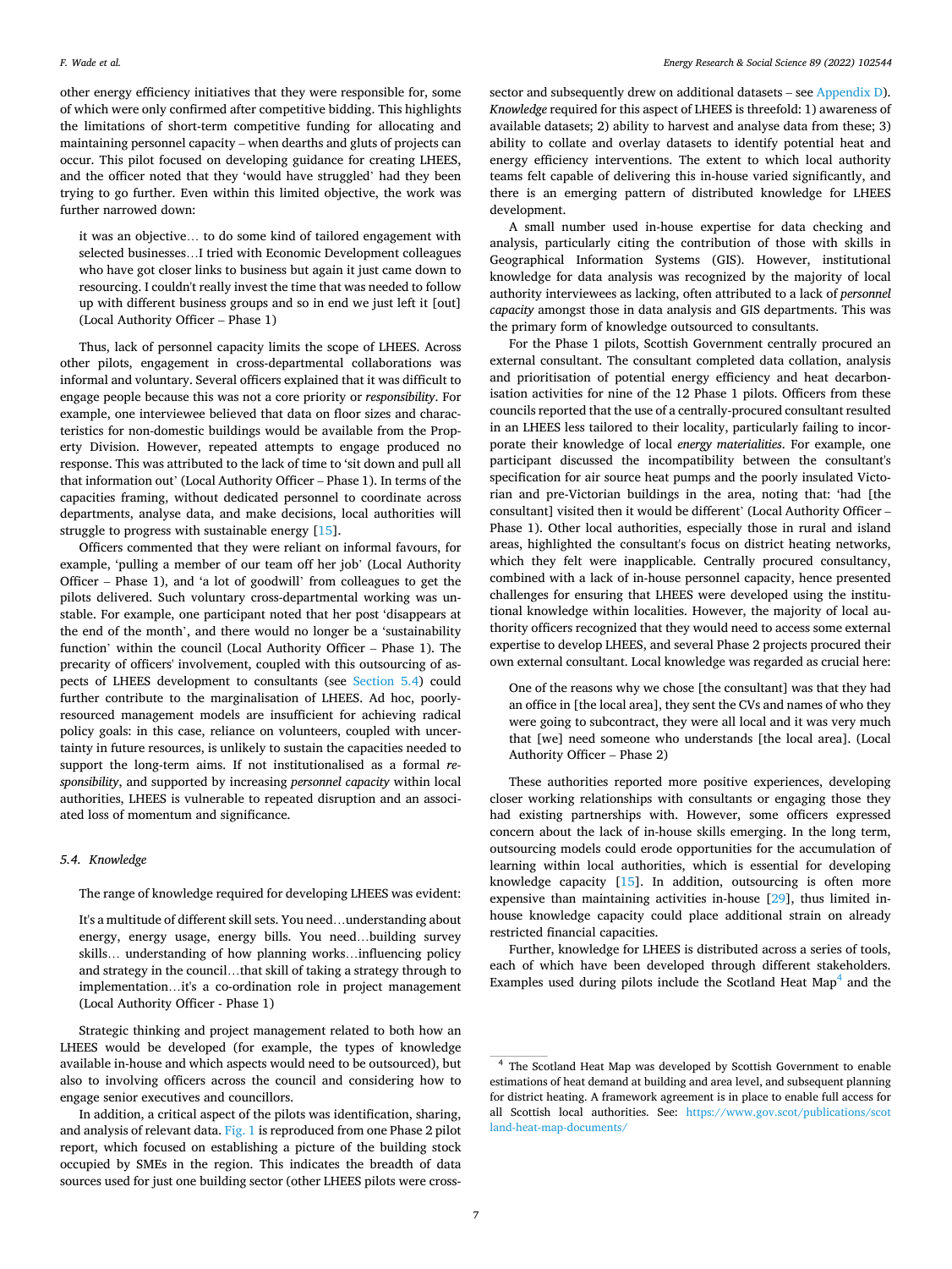other energy efficiency initiatives that they were responsible for, some of which were only confirmed after competitive bidding. This highlights the limitations of short-term competitive funding for allocating and maintaining personnel capacity – when dearths and gluts of projects can occur. This pilot focused on developing guidance for creating LHEES, and the officer noted that they 'would have struggled' had they been trying to go further. Even within this limited objective, the work was further narrowed down:

> it was an objective… to do some kind of tailored engagement with selected businesses…I tried with Economic Development colleagues who have got closer links to business but again it just came down to resourcing. I couldn't really invest the time that was needed to follow up with different business groups and so in end we just left it [out] (Local Authority Officer – Phase 1)

Thus, lack of personnel capacity limits the scope of LHEES. Across other pilots, engagement in cross-departmental collaborations was informal and voluntary. Several officers explained that it was difficult to engage people because this was not a core priority or *responsibility*. For example, one interviewee believed that data on floor sizes and characteristics for non-domestic buildings would be available from the Property Division. However, repeated attempts to engage produced no response. This was attributed to the lack of time to 'sit down and pull all that information out' (Local Authority Officer – Phase 1). In terms of the capacities framing, without dedicated personnel to coordinate across departments, analyse data, and make decisions, local authorities will struggle to progress with sustainable energy [15].

Officers commented that they were reliant on informal favours, for example, 'pulling a member of our team off her job' (Local Authority Officer – Phase 1), and 'a lot of goodwill' from colleagues to get the pilots delivered. Such voluntary cross-departmental working was unstable. For example, one participant noted that her post 'disappears at the end of the month', and there would no longer be a 'sustainability function' within the council (Local Authority Officer – Phase 1). The precarity of officers' involvement, coupled with this outsourcing of aspects of LHEES development to consultants (see Section 5.4) could further contribute to the marginalisation of LHEES. Ad hoc, poorly-resourced management models are insufficient for achieving radical policy goals: in this case, reliance on volunteers, coupled with uncertainty in future resources, is unlikely to sustain the capacities needed to support the long-term aims. If not institutionalised as a formal *responsibility*, and supported by increasing *personnel capacity* within local authorities, LHEES is vulnerable to repeated disruption and an associated loss of momentum and significance.

### 5.4. Knowledge

The range of knowledge required for developing LHEES was evident:

> It's a multitude of different skill sets. You need…understanding about energy, energy usage, energy bills. You need…building survey skills… understanding of how planning works…influencing policy and strategy in the council…that skill of taking a strategy through to implementation…it's a co-ordination role in project management (Local Authority Officer - Phase 1)

Strategic thinking and project management related to both how an LHEES would be developed (for example, the types of knowledge available in-house and which aspects would need to be outsourced), but also to involving officers across the council and considering how to engage senior executives and councillors.

In addition, a critical aspect of the pilots was identification, sharing, and analysis of relevant data. Fig. 1 is reproduced from one Phase 2 pilot report, which focused on establishing a picture of the building stock occupied by SMEs in the region. This indicates the breadth of data sources used for just one building sector (other LHEES pilots were cross-sector and subsequently drew on additional datasets – see Appendix D). *Knowledge* required for this aspect of LHEES is threefold: 1) awareness of available datasets; 2) ability to harvest and analyse data from these; 3) ability to collate and overlay datasets to identify potential heat and energy efficiency interventions. The extent to which local authority teams felt capable of delivering this in-house varied significantly, and there is an emerging pattern of distributed knowledge for LHEES development.

A small number used in-house expertise for data checking and analysis, particularly citing the contribution of those with skills in Geographical Information Systems (GIS). However, institutional knowledge for data analysis was recognized by the majority of local authority interviewees as lacking, often attributed to a lack of *personnel capacity* amongst those in data analysis and GIS departments. This was the primary form of knowledge outsourced to consultants.

For the Phase 1 pilots, Scottish Government centrally procured an external consultant. The consultant completed data collation, analysis and prioritisation of potential energy efficiency and heat decarbonisation activities for nine of the 12 Phase 1 pilots. Officers from these councils reported that the use of a centrally-procured consultant resulted in an LHEES less tailored to their locality, particularly failing to incorporate their knowledge of local *energy materialities*. For example, one participant discussed the incompatibility between the consultant's specification for air source heat pumps and the poorly insulated Victorian and pre-Victorian buildings in the area, noting that: 'had [the consultant] visited then it would be different' (Local Authority Officer – Phase 1). Other local authorities, especially those in rural and island areas, highlighted the consultant's focus on district heating networks, which they felt were inapplicable. Centrally procured consultancy, combined with a lack of in-house personnel capacity, hence presented challenges for ensuring that LHEES were developed using the institutional knowledge within localities. However, the majority of local authority officers recognized that they would need to access some external expertise to develop LHEES, and several Phase 2 projects procured their own external consultant. Local knowledge was regarded as crucial here:

> One of the reasons why we chose [the consultant] was that they had an office in [the local area], they sent the CVs and names of who they were going to subcontract, they were all local and it was very much that [we] need someone who understands [the local area]. (Local Authority Officer – Phase 2)

These authorities reported more positive experiences, developing closer working relationships with consultants or engaging those they had existing partnerships with. However, some officers expressed concern about the lack of in-house skills emerging. In the long term, outsourcing models could erode opportunities for the accumulation of learning within local authorities, which is essential for developing knowledge capacity [15]. In addition, outsourcing is often more expensive than maintaining activities in-house [29], thus limited in-house knowledge capacity could place additional strain on already restricted financial capacities.

Further, knowledge for LHEES is distributed across a series of tools, each of which have been developed through different stakeholders. Examples used during pilots include the Scotland Heat Map[4] and the

[4] The Scotland Heat Map was developed by Scottish Government to enable estimations of heat demand at building and area level, and subsequent planning for district heating. A framework agreement is in place to enable full access for all Scottish local authorities. See: https://www.gov.scot/publications/scotland-heat-map-documents/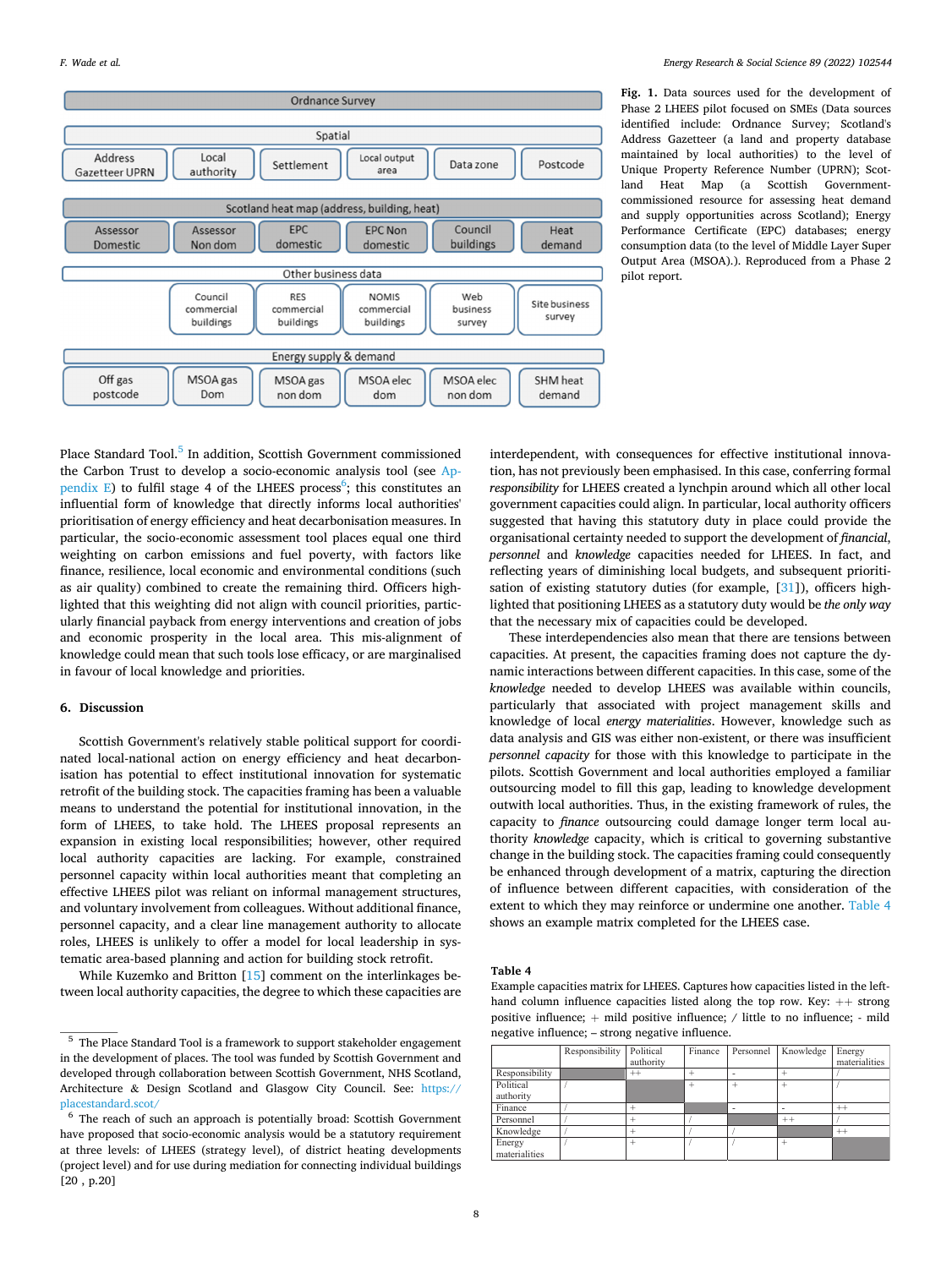Ordnance Survey

Spatial

Address Gazetteer UPRN
Local authority
Settlement
Local output area
Data zone
Postcode

Scotland heat map (address, building, heat)

Assessor Domestic
Assessor Non dom
EPC domestic
EPC Non domestic
Council buildings
Heat demand

Other business data

Council commercial buildings
RES commercial buildings
NOMIS commercial buildings
Web business survey
Site business survey

Energy supply & demand

Off gas postcode
MSOA gas Dom
MSOA gas non dom
MSOA elec dom
MSOA elec non dom
SHM heat demand

**Fig. 1.** Data sources used for the development of Phase 2 LHEES pilot focused on SMEs (Data sources identified include: Ordnance Survey; Scotland's Address Gazetteer (a land and property database maintained by local authorities) to the level of Unique Property Reference Number (UPRN); Scotland Heat Map (a Scottish Government-commissioned resource for assessing heat demand and supply opportunities across Scotland); Energy Performance Certificate (EPC) databases; energy consumption data (to the level of Middle Layer Super Output Area (MSOA).). Reproduced from a Phase 2 pilot report.

Place Standard Tool.[5] In addition, Scottish Government commissioned the Carbon Trust to develop a socio-economic analysis tool (see Appendix E) to fulfil stage 4 of the LHEES process[6]; this constitutes an influential form of knowledge that directly informs local authorities' prioritisation of energy efficiency and heat decarbonisation measures. In particular, the socio-economic assessment tool places equal one third weighting on carbon emissions and fuel poverty, with factors like finance, resilience, local economic and environmental conditions (such as air quality) combined to create the remaining third. Officers highlighted that this weighting did not align with council priorities, particularly financial payback from energy interventions and creation of jobs and economic prosperity in the local area. This mis-alignment of knowledge could mean that such tools lose efficacy, or are marginalised in favour of local knowledge and priorities.

## 6. Discussion

Scottish Government's relatively stable political support for coordinated local-national action on energy efficiency and heat decarbonisation has potential to effect institutional innovation for systematic retrofit of the building stock. The capacities framing has been a valuable means to understand the potential for institutional innovation, in the form of LHEES, to take hold. The LHEES proposal represents an expansion in existing local responsibilities; however, other required local authority capacities are lacking. For example, constrained personnel capacity within local authorities meant that completing an effective LHEES pilot was reliant on informal management structures, and voluntary involvement from colleagues. Without additional finance, personnel capacity, and a clear line management authority to allocate roles, LHEES is unlikely to offer a model for local leadership in systematic area-based planning and action for building stock retrofit.

While Kuzemko and Britton [15] comment on the interlinkages between local authority capacities, the degree to which these capacities are interdependent, with consequences for effective institutional innovation, has not previously been emphasised. In this case, conferring formal *responsibility* for LHEES created a lynchpin around which all other local government capacities could align. In particular, local authority officers suggested that having this statutory duty in place could provide the organisational certainty needed to support the development of *financial*, *personnel* and *knowledge* capacities needed for LHEES. In fact, and reflecting years of diminishing local budgets, and subsequent prioritisation of existing statutory duties (for example, [31]), officers highlighted that positioning LHEES as a statutory duty would be *the only way* that the necessary mix of capacities could be developed.

These interdependencies also mean that there are tensions between capacities. At present, the capacities framing does not capture the dynamic interactions between different capacities. In this case, some of the *knowledge* needed to develop LHEES was available within councils, particularly that associated with project management skills and knowledge of local *energy materialities*. However, knowledge such as data analysis and GIS was either non-existent, or there was insufficient *personnel capacity* for those with this knowledge to participate in the pilots. Scottish Government and local authorities employed a familiar outsourcing model to fill this gap, leading to knowledge development outwith local authorities. Thus, in the existing framework of rules, the capacity to *finance* outsourcing could damage longer term local authority *knowledge* capacity, which is critical to governing substantive change in the building stock. The capacities framing could consequently be enhanced through development of a matrix, capturing the direction of influence between different capacities, with consideration of the extent to which they may reinforce or undermine one another. Table 4 shows an example matrix completed for the LHEES case.

**Table 4**
Example capacities matrix for LHEES. Captures how capacities listed in the left-hand column influence capacities listed along the top row. Key: ++ strong positive influence; + mild positive influence; / little to no influence; - mild negative influence; – strong negative influence.

| | Responsibility | Political authority | Finance | Personnel | Knowledge | Energy materialities |
|---|---|---|---|---|---|---|
| Responsibility | | ++ | + | - | + | / |
| Political authority | / | | + | + | + | / |
| Finance | / | + | | - | - | ++ |
| Personnel | / | + | / | | ++ | / |
| Knowledge | / | + | / | / | | ++ |
| Energy materialities | / | + | / | / | + | |

[5] The Place Standard Tool is a framework to support stakeholder engagement in the development of places. The tool was funded by Scottish Government and developed through collaboration between Scottish Government, NHS Scotland, Architecture & Design Scotland and Glasgow City Council. See: https://placestandard.scot/

[6] The reach of such an approach is potentially broad: Scottish Government have proposed that socio-economic analysis would be a statutory requirement at three levels: of LHEES (strategy level), of district heating developments (project level) and for use during mediation for connecting individual buildings [20 , p.20]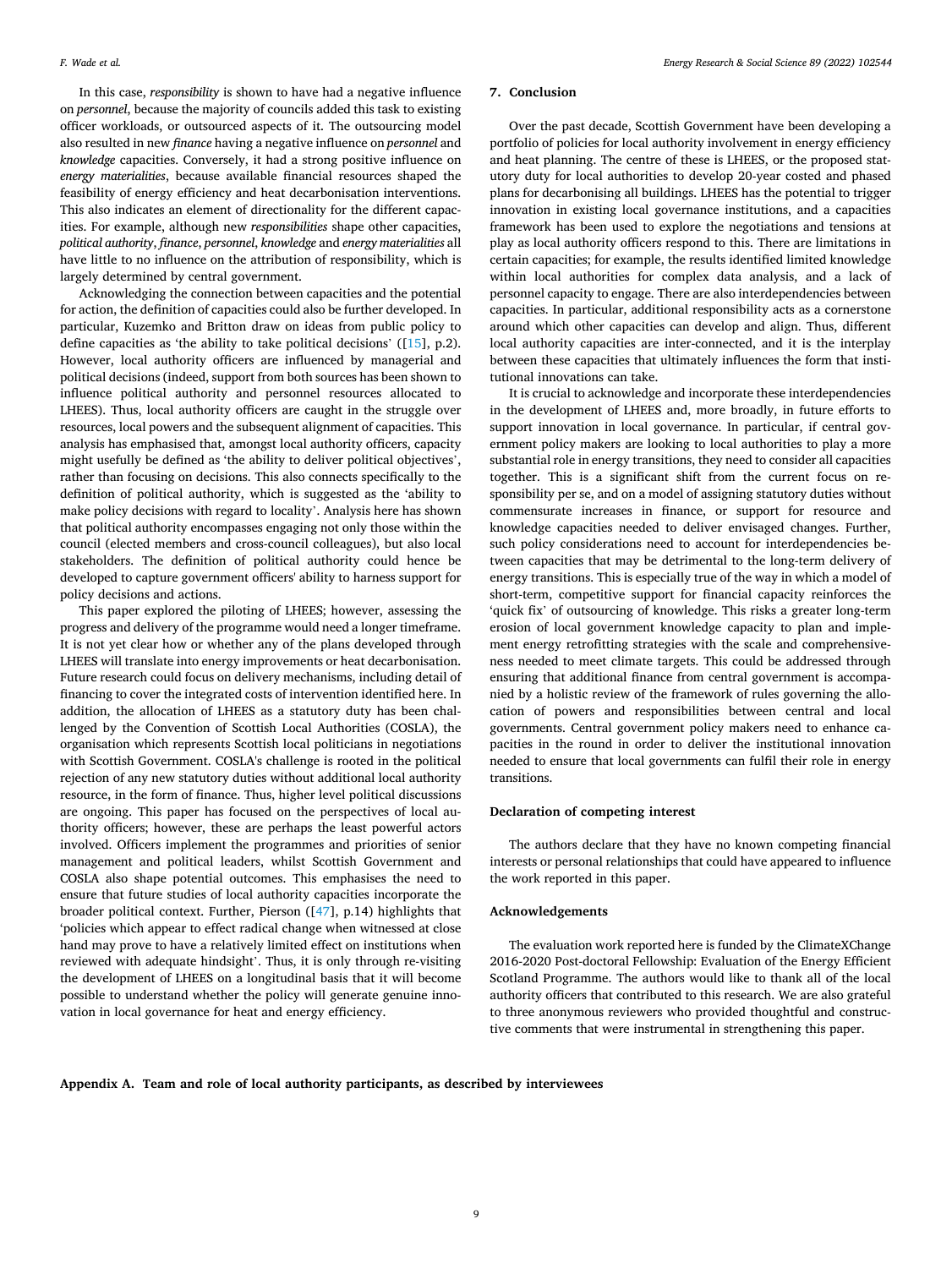In this case, *responsibility* is shown to have had a negative influence on *personnel*, because the majority of councils added this task to existing officer workloads, or outsourced aspects of it. The outsourcing model also resulted in new *finance* having a negative influence on *personnel* and *knowledge* capacities. Conversely, it had a strong positive influence on *energy materialities*, because available financial resources shaped the feasibility of energy efficiency and heat decarbonisation interventions. This also indicates an element of directionality for the different capacities. For example, although new *responsibilities* shape other capacities, *political authority*, *finance*, *personnel*, *knowledge* and *energy materialities* all have little to no influence on the attribution of responsibility, which is largely determined by central government.

Acknowledging the connection between capacities and the potential for action, the definition of capacities could also be further developed. In particular, Kuzemko and Britton draw on ideas from public policy to define capacities as 'the ability to take political decisions' ([15], p.2). However, local authority officers are influenced by managerial and political decisions (indeed, support from both sources has been shown to influence political authority and personnel resources allocated to LHEES). Thus, local authority officers are caught in the struggle over resources, local powers and the subsequent alignment of capacities. This analysis has emphasised that, amongst local authority officers, capacity might usefully be defined as 'the ability to deliver political objectives', rather than focusing on decisions. This also connects specifically to the definition of political authority, which is suggested as the 'ability to make policy decisions with regard to locality'. Analysis here has shown that political authority encompasses engaging not only those within the council (elected members and cross-council colleagues), but also local stakeholders. The definition of political authority could hence be developed to capture government officers' ability to harness support for policy decisions and actions.

This paper explored the piloting of LHEES; however, assessing the progress and delivery of the programme would need a longer timeframe. It is not yet clear how or whether any of the plans developed through LHEES will translate into energy improvements or heat decarbonisation. Future research could focus on delivery mechanisms, including detail of financing to cover the integrated costs of intervention identified here. In addition, the allocation of LHEES as a statutory duty has been challenged by the Convention of Scottish Local Authorities (COSLA), the organisation which represents Scottish local politicians in negotiations with Scottish Government. COSLA's challenge is rooted in the political rejection of any new statutory duties without additional local authority resource, in the form of finance. Thus, higher level political discussions are ongoing. This paper has focused on the perspectives of local authority officers; however, these are perhaps the least powerful actors involved. Officers implement the programmes and priorities of senior management and political leaders, whilst Scottish Government and COSLA also shape potential outcomes. This emphasises the need to ensure that future studies of local authority capacities incorporate the broader political context. Further, Pierson ([47], p.14) highlights that 'policies which appear to effect radical change when witnessed at close hand may prove to have a relatively limited effect on institutions when reviewed with adequate hindsight'. Thus, it is only through re-visiting the development of LHEES on a longitudinal basis that it will become possible to understand whether the policy will generate genuine innovation in local governance for heat and energy efficiency.

## 7. Conclusion

Over the past decade, Scottish Government have been developing a portfolio of policies for local authority involvement in energy efficiency and heat planning. The centre of these is LHEES, or the proposed statutory duty for local authorities to develop 20-year costed and phased plans for decarbonising all buildings. LHEES has the potential to trigger innovation in existing local governance institutions, and a capacities framework has been used to explore the negotiations and tensions at play as local authority officers respond to this. There are limitations in certain capacities; for example, the results identified limited knowledge within local authorities for complex data analysis, and a lack of personnel capacity to engage. There are also interdependencies between capacities. In particular, additional responsibility acts as a cornerstone around which other capacities can develop and align. Thus, different local authority capacities are inter-connected, and it is the interplay between these capacities that ultimately influences the form that institutional innovations can take.

It is crucial to acknowledge and incorporate these interdependencies in the development of LHEES and, more broadly, in future efforts to support innovation in local governance. In particular, if central government policy makers are looking to local authorities to play a more substantial role in energy transitions, they need to consider all capacities together. This is a significant shift from the current focus on responsibility per se, and on a model of assigning statutory duties without commensurate increases in finance, or support for resource and knowledge capacities needed to deliver envisaged changes. Further, such policy considerations need to account for interdependencies between capacities that may be detrimental to the long-term delivery of energy transitions. This is especially true of the way in which a model of short-term, competitive support for financial capacity reinforces the 'quick fix' of outsourcing of knowledge. This risks a greater long-term erosion of local government knowledge capacity to plan and implement energy retrofitting strategies with the scale and comprehensiveness needed to meet climate targets. This could be addressed through ensuring that additional finance from central government is accompanied by a holistic review of the framework of rules governing the allocation of powers and responsibilities between central and local governments. Central government policy makers need to enhance capacities in the round in order to deliver the institutional innovation needed to ensure that local governments can fulfil their role in energy transitions.

### Declaration of competing interest

The authors declare that they have no known competing financial interests or personal relationships that could have appeared to influence the work reported in this paper.

### Acknowledgements

The evaluation work reported here is funded by the ClimateXChange 2016-2020 Post-doctoral Fellowship: Evaluation of the Energy Efficient Scotland Programme. The authors would like to thank all of the local authority officers that contributed to this research. We are also grateful to three anonymous reviewers who provided thoughtful and constructive comments that were instrumental in strengthening this paper.

## Appendix A. Team and role of local authority participants, as described by interviewees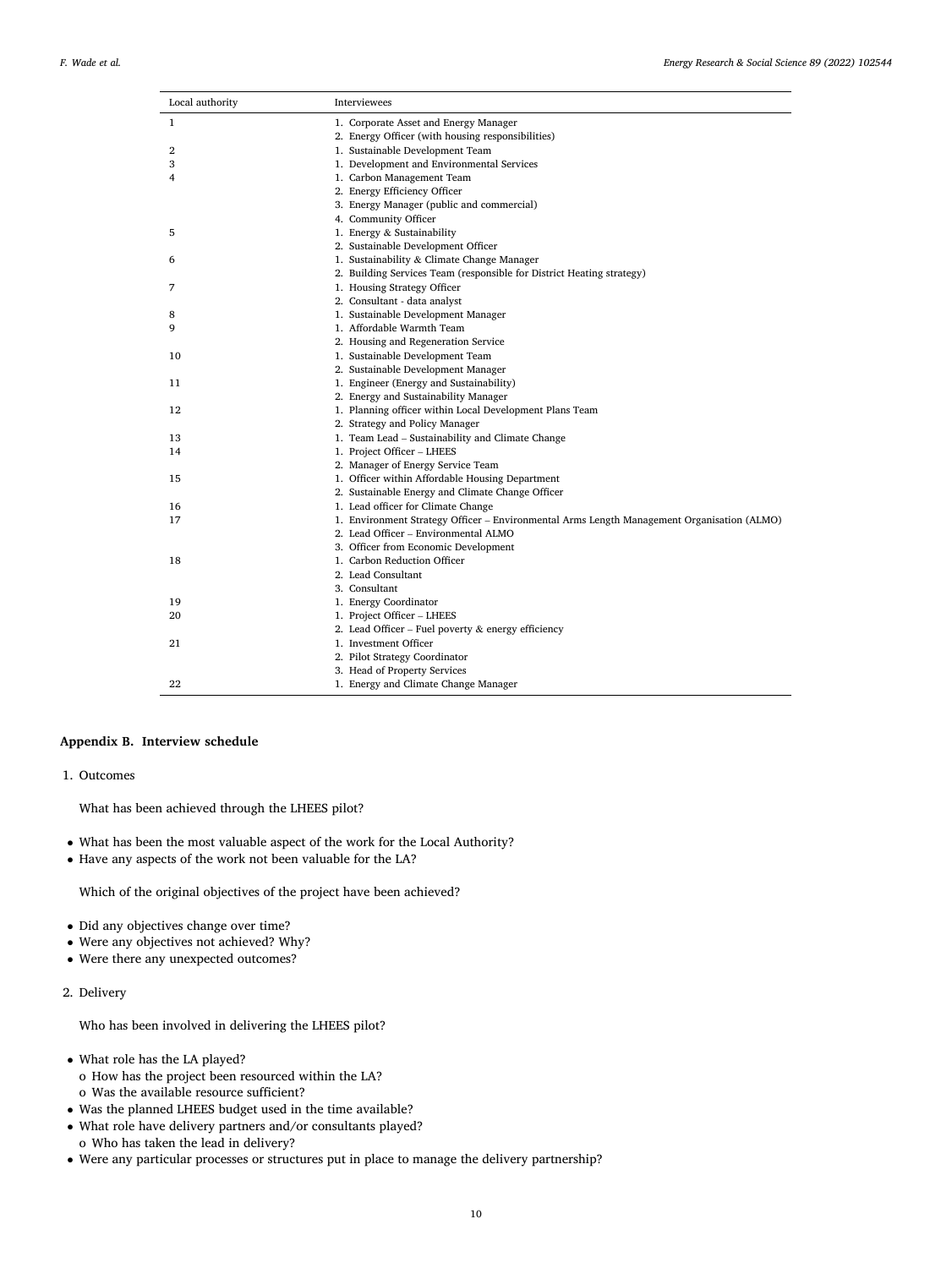| Local authority | Interviewees |
|---|---|
| 1 | 1. Corporate Asset and Energy Manager |
| | 2. Energy Officer (with housing responsibilities) |
| 2 | 1. Sustainable Development Team |
| 3 | 1. Development and Environmental Services |
| 4 | 1. Carbon Management Team |
| | 2. Energy Efficiency Officer |
| | 3. Energy Manager (public and commercial) |
| | 4. Community Officer |
| 5 | 1. Energy & Sustainability |
| | 2. Sustainable Development Officer |
| 6 | 1. Sustainability & Climate Change Manager |
| | 2. Building Services Team (responsible for District Heating strategy) |
| 7 | 1. Housing Strategy Officer |
| | 2. Consultant - data analyst |
| 8 | 1. Sustainable Development Manager |
| 9 | 1. Affordable Warmth Team |
| | 2. Housing and Regeneration Service |
| 10 | 1. Sustainable Development Team |
| | 2. Sustainable Development Manager |
| 11 | 1. Engineer (Energy and Sustainability) |
| | 2. Energy and Sustainability Manager |
| 12 | 1. Planning officer within Local Development Plans Team |
| | 2. Strategy and Policy Manager |
| 13 | 1. Team Lead – Sustainability and Climate Change |
| 14 | 1. Project Officer – LHEES |
| | 2. Manager of Energy Service Team |
| 15 | 1. Officer within Affordable Housing Department |
| | 2. Sustainable Energy and Climate Change Officer |
| 16 | 1. Lead officer for Climate Change |
| 17 | 1. Environment Strategy Officer – Environmental Arms Length Management Organisation (ALMO) |
| | 2. Lead Officer – Environmental ALMO |
| | 3. Officer from Economic Development |
| 18 | 1. Carbon Reduction Officer |
| | 2. Lead Consultant |
| | 3. Consultant |
| 19 | 1. Energy Coordinator |
| 20 | 1. Project Officer – LHEES |
| | 2. Lead Officer – Fuel poverty & energy efficiency |
| 21 | 1. Investment Officer |
| | 2. Pilot Strategy Coordinator |
| | 3. Head of Property Services |
| 22 | 1. Energy and Climate Change Manager |

## Appendix B. Interview schedule

1. Outcomes

What has been achieved through the LHEES pilot?

- What has been the most valuable aspect of the work for the Local Authority?
- Have any aspects of the work not been valuable for the LA?

Which of the original objectives of the project have been achieved?

- Did any objectives change over time?
- Were any objectives not achieved? Why?
- Were there any unexpected outcomes?

2. Delivery

Who has been involved in delivering the LHEES pilot?

- What role has the LA played?
  - o How has the project been resourced within the LA?
  - o Was the available resource sufficient?
- Was the planned LHEES budget used in the time available?
- What role have delivery partners and/or consultants played?
  - o Who has taken the lead in delivery?
- Were any particular processes or structures put in place to manage the delivery partnership?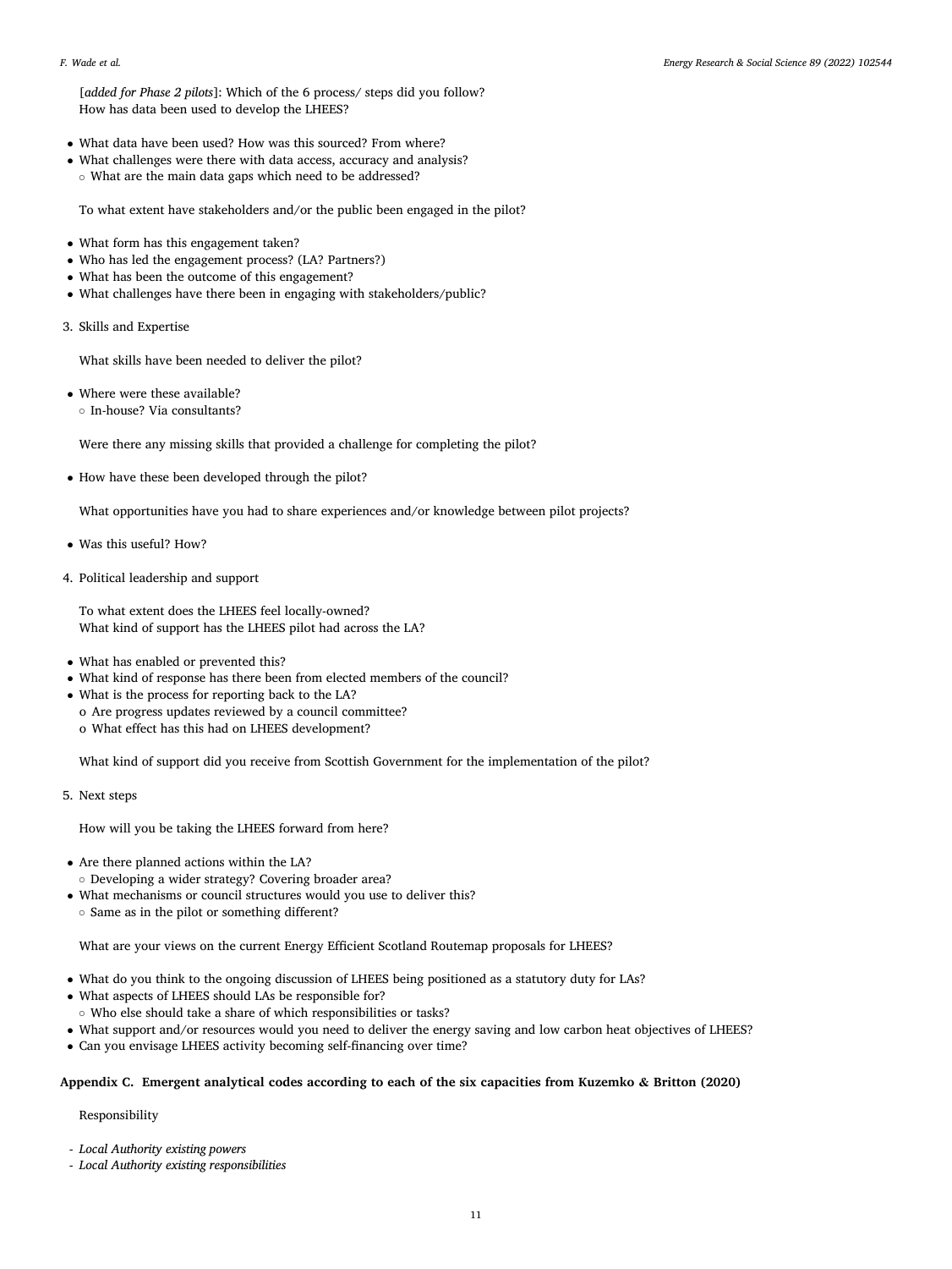[*added for Phase 2 pilots*]: Which of the 6 process/ steps did you follow?
How has data been used to develop the LHEES?

- What data have been used? How was this sourced? From where?
- What challenges were there with data access, accuracy and analysis?
  - What are the main data gaps which need to be addressed?

To what extent have stakeholders and/or the public been engaged in the pilot?

- What form has this engagement taken?
- Who has led the engagement process? (LA? Partners?)
- What has been the outcome of this engagement?
- What challenges have there been in engaging with stakeholders/public?

3. Skills and Expertise

What skills have been needed to deliver the pilot?

- Where were these available?
  - In-house? Via consultants?

Were there any missing skills that provided a challenge for completing the pilot?

- How have these been developed through the pilot?

What opportunities have you had to share experiences and/or knowledge between pilot projects?

- Was this useful? How?

4. Political leadership and support

To what extent does the LHEES feel locally-owned?
What kind of support has the LHEES pilot had across the LA?

- What has enabled or prevented this?
- What kind of response has there been from elected members of the council?
- What is the process for reporting back to the LA?
  - o Are progress updates reviewed by a council committee?
  - o What effect has this had on LHEES development?

What kind of support did you receive from Scottish Government for the implementation of the pilot?

5. Next steps

How will you be taking the LHEES forward from here?

- Are there planned actions within the LA?
  - Developing a wider strategy? Covering broader area?
- What mechanisms or council structures would you use to deliver this?
  - Same as in the pilot or something different?

What are your views on the current Energy Efficient Scotland Routemap proposals for LHEES?

- What do you think to the ongoing discussion of LHEES being positioned as a statutory duty for LAs?
- What aspects of LHEES should LAs be responsible for?
  - Who else should take a share of which responsibilities or tasks?
- What support and/or resources would you need to deliver the energy saving and low carbon heat objectives of LHEES?
- Can you envisage LHEES activity becoming self-financing over time?

## Appendix C. Emergent analytical codes according to each of the six capacities from Kuzemko & Britton (2020)

Responsibility

- *Local Authority existing powers*
- *Local Authority existing responsibilities*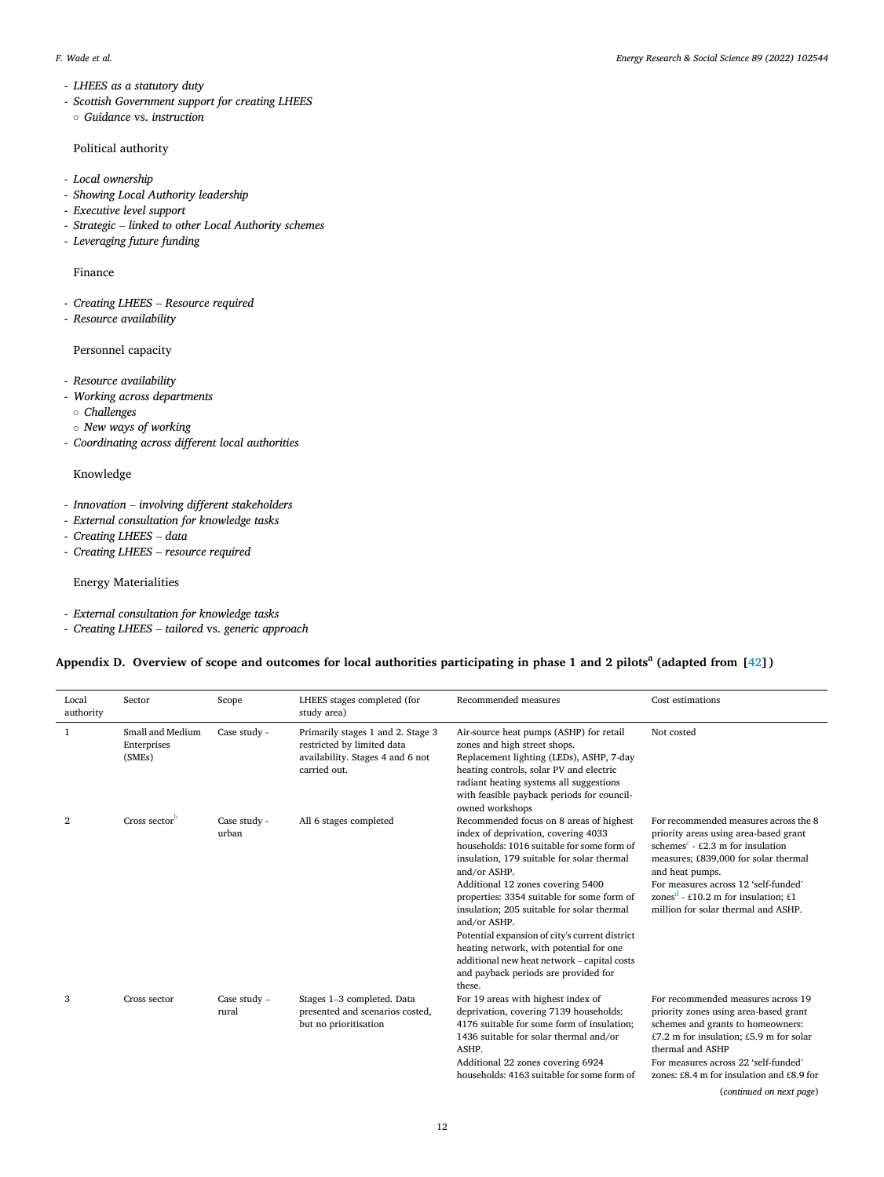- *LHEES as a statutory duty*
- *Scottish Government support for creating LHEES*
  - *Guidance* vs. *instruction*

Political authority

- *Local ownership*
- *Showing Local Authority leadership*
- *Executive level support*
- *Strategic – linked to other Local Authority schemes*
- *Leveraging future funding*

Finance

- *Creating LHEES – Resource required*
- *Resource availability*

Personnel capacity

- *Resource availability*
- *Working across departments*
  - *Challenges*
  - *New ways of working*
- *Coordinating across different local authorities*

Knowledge

- *Innovation – involving different stakeholders*
- *External consultation for knowledge tasks*
- *Creating LHEES – data*
- *Creating LHEES – resource required*

Energy Materialities

- *External consultation for knowledge tasks*
- *Creating LHEES – tailored* vs. *generic approach*

## Appendix D. Overview of scope and outcomes for local authorities participating in phase 1 and 2 pilots[a] (adapted from [42])

| Local authority | Sector | Scope | LHEES stages completed (for study area) | Recommended measures | Cost estimations |
|---|---|---|---|---|---|
| 1 | Small and Medium Enterprises (SMEs) | Case study - | Primarily stages 1 and 2. Stage 3 restricted by limited data availability. Stages 4 and 6 not carried out. | Air-source heat pumps (ASHP) for retail zones and high street shops.<br>Replacement lighting (LEDs), ASHP, 7-day heating controls, solar PV and electric radiant heating systems all suggestions with feasible payback periods for council-owned workshops | Not costed |
| 2 | Cross sector[b] | Case study - urban | All 6 stages completed | Recommended focus on 8 areas of highest index of deprivation, covering 4033 households: 1016 suitable for some form of insulation, 179 suitable for solar thermal and/or ASHP.<br>Additional 12 zones covering 5400 properties: 3354 suitable for some form of insulation; 205 suitable for solar thermal and/or ASHP.<br>Potential expansion of city's current district heating network, with potential for one additional new heat network – capital costs and payback periods are provided for these. | For recommended measures across the 8 priority areas using area-based grant schemes[c] - £2.3 m for insulation measures; £839,000 for solar thermal and heat pumps.<br>For measures across 12 'self-funded' zones[d] - £10.2 m for insulation; £1 million for solar thermal and ASHP. |
| 3 | Cross sector | Case study – rural | Stages 1–3 completed. Data presented and scenarios costed, but no prioritisation | For 19 areas with highest index of deprivation, covering 7139 households: 4176 suitable for some form of insulation; 1436 suitable for solar thermal and/or ASHP.<br>Additional 22 zones covering 6924 households: 4163 suitable for some form of | For recommended measures across 19 priority zones using area-based grant schemes and grants to homeowners: £7.2 m for insulation; £5.9 m for solar thermal and ASHP<br>For measures across 22 'self-funded' zones: £8.4 m for insulation and £8.9 for |

(*continued on next page*)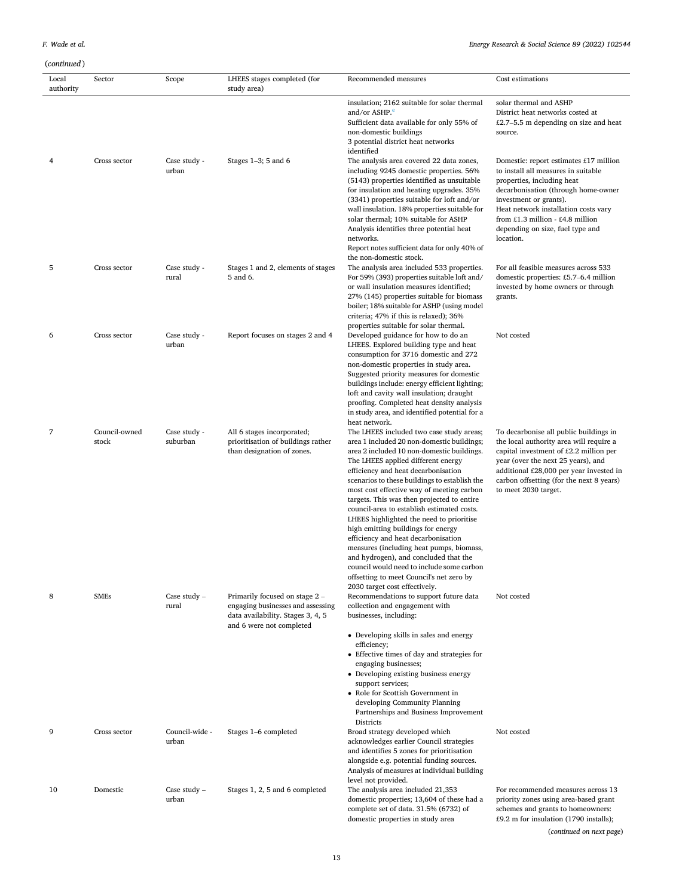(*continued*)

| Local authority | Sector | Scope | LHEES stages completed (for study area) | Recommended measures | Cost estimations |
|---|---|---|---|---|---|
| | | | | insulation; 2162 suitable for solar thermal and/or ASHP.[e] Sufficient data available for only 55% of non-domestic buildings 3 potential district heat networks identified | solar thermal and ASHP District heat networks costed at £2.7–5.5 m depending on size and heat source. |
| 4 | Cross sector | Case study - urban | Stages 1–3; 5 and 6 | The analysis area covered 22 data zones, including 9245 domestic properties. 56% (5143) properties identified as unsuitable for insulation and heating upgrades. 35% (3341) properties suitable for loft and/or wall insulation. 18% properties suitable for solar thermal; 10% suitable for ASHP Analysis identifies three potential heat networks. Report notes sufficient data for only 40% of the non-domestic stock. | Domestic: report estimates £17 million to install all measures in suitable properties, including heat decarbonisation (through home-owner investment or grants). Heat network installation costs vary from £1.3 million - £4.8 million depending on size, fuel type and location. |
| 5 | Cross sector | Case study - rural | Stages 1 and 2, elements of stages 5 and 6. | The analysis area included 533 properties. For 59% (393) properties suitable loft and/ or wall insulation measures identified; 27% (145) properties suitable for biomass boiler; 18% suitable for ASHP (using model criteria; 47% if this is relaxed); 36% properties suitable for solar thermal. | For all feasible measures across 533 domestic properties: £5.7–6.4 million invested by home owners or through grants. |
| 6 | Cross sector | Case study - urban | Report focuses on stages 2 and 4 | Developed guidance for how to do an LHEES. Explored building type and heat consumption for 3716 domestic and 272 non-domestic properties in study area. Suggested priority measures for domestic buildings include: energy efficient lighting; loft and cavity wall insulation; draught proofing. Completed heat density analysis in study area, and identified potential for a heat network. | Not costed |
| 7 | Council-owned stock | Case study - suburban | All 6 stages incorporated; prioritisation of buildings rather than designation of zones. | The LHEES included two case study areas; area 1 included 20 non-domestic buildings; area 2 included 10 non-domestic buildings. The LHEES applied different energy efficiency and heat decarbonisation scenarios to these buildings to establish the most cost effective way of meeting carbon targets. This was then projected to entire council-area to establish estimated costs. LHEES highlighted the need to prioritise high emitting buildings for energy efficiency and heat decarbonisation measures (including heat pumps, biomass, and hydrogen), and concluded that the council would need to include some carbon offsetting to meet Council's net zero by 2030 target cost effectively. | To decarbonise all public buildings in the local authority area will require a capital investment of £2.2 million per year (over the next 25 years), and additional £28,000 per year invested in carbon offsetting (for the next 8 years) to meet 2030 target. |
| 8 | SMEs | Case study – rural | Primarily focused on stage 2 – engaging businesses and assessing data availability. Stages 3, 4, 5 and 6 were not completed | Recommendations to support future data collection and engagement with businesses, including: <br>• Developing skills in sales and energy efficiency; <br>• Effective times of day and strategies for engaging businesses; <br>• Developing existing business energy support services; <br>• Role for Scottish Government in developing Community Planning Partnerships and Business Improvement Districts | Not costed |
| 9 | Cross sector | Council-wide - urban | Stages 1–6 completed | Broad strategy developed which acknowledges earlier Council strategies and identifies 5 zones for prioritisation alongside e.g. potential funding sources. Analysis of measures at individual building level not provided. | Not costed |
| 10 | Domestic | Case study – urban | Stages 1, 2, 5 and 6 completed | The analysis area included 21,353 domestic properties; 13,604 of these had a complete set of data. 31.5% (6732) of domestic properties in study area | For recommended measures across 13 priority zones using area-based grant schemes and grants to homeowners: £9.2 m for insulation (1790 installs); |

(*continued on next page*)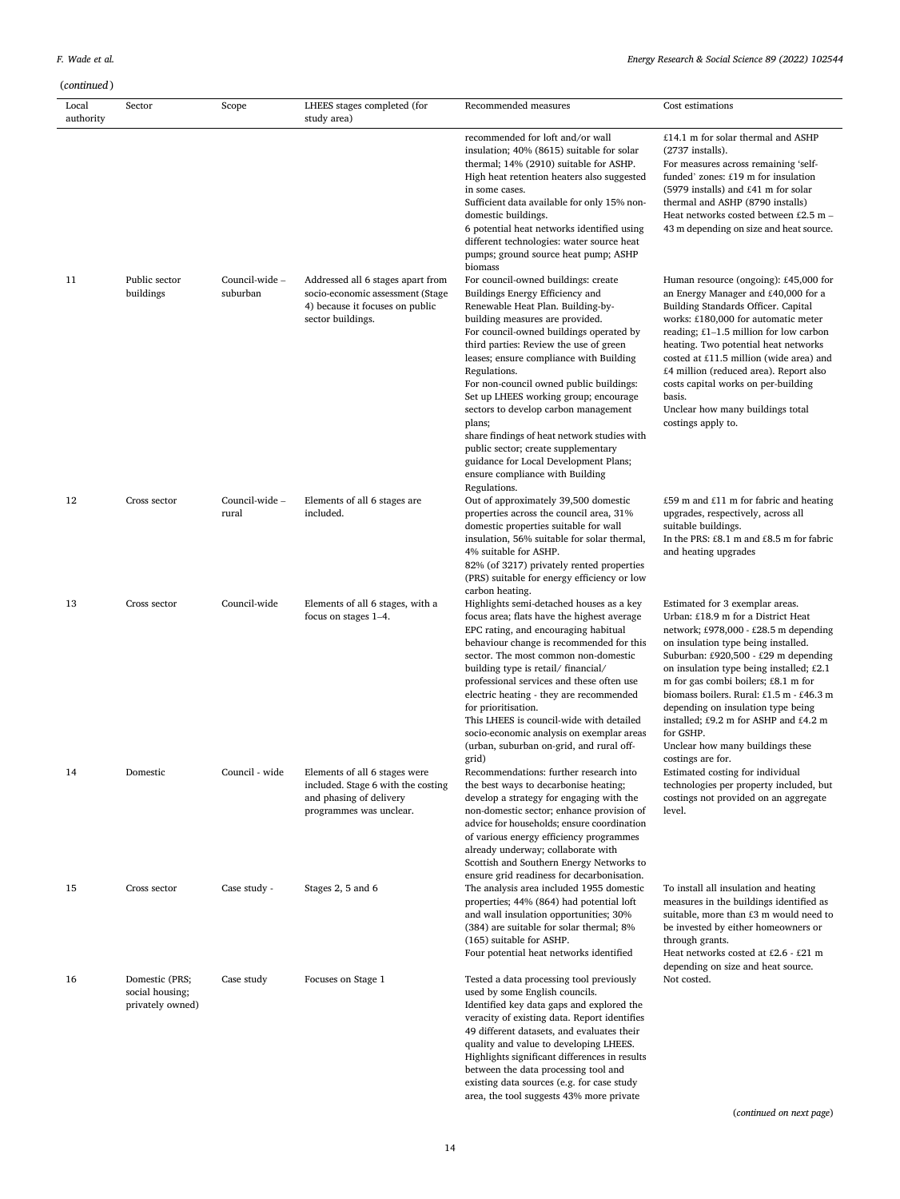(*continued*)

| Local authority | Sector | Scope | LHEES stages completed (for study area) | Recommended measures | Cost estimations |
|---|---|---|---|---|---|
| | | | | recommended for loft and/or wall insulation; 40% (8615) suitable for solar thermal; 14% (2910) suitable for ASHP. High heat retention heaters also suggested in some cases. Sufficient data available for only 15% non-domestic buildings. 6 potential heat networks identified using different technologies: water source heat pumps; ground source heat pump; ASHP biomass | £14.1 m for solar thermal and ASHP (2737 installs). For measures across remaining 'self-funded' zones: £19 m for insulation (5979 installs) and £41 m for solar thermal and ASHP (8790 installs) Heat networks costed between £2.5 m – 43 m depending on size and heat source. |
| 11 | Public sector buildings | Council-wide – suburban | Addressed all 6 stages apart from socio-economic assessment (Stage 4) because it focuses on public sector buildings. | For council-owned buildings: create Buildings Energy Efficiency and Renewable Heat Plan. Building-by-building measures are provided. For council-owned buildings operated by third parties: Review the use of green leases; ensure compliance with Building Regulations. For non-council owned public buildings: Set up LHEES working group; encourage sectors to develop carbon management plans; share findings of heat network studies with public sector; create supplementary guidance for Local Development Plans; ensure compliance with Building Regulations. | Human resource (ongoing): £45,000 for an Energy Manager and £40,000 for a Building Standards Officer. Capital works: £180,000 for automatic meter reading; £1–1.5 million for low carbon heating. Two potential heat networks costed at £11.5 million (wide area) and £4 million (reduced area). Report also costs capital works on per-building basis. Unclear how many buildings total costings apply to. |
| 12 | Cross sector | Council-wide – rural | Elements of all 6 stages are included. | Out of approximately 39,500 domestic properties across the council area, 31% domestic properties suitable for wall insulation, 56% suitable for solar thermal, 4% suitable for ASHP. 82% (of 3217) privately rented properties (PRS) suitable for energy efficiency or low carbon heating. | £59 m and £11 m for fabric and heating upgrades, respectively, across all suitable buildings. In the PRS: £8.1 m and £8.5 m for fabric and heating upgrades |
| 13 | Cross sector | Council-wide | Elements of all 6 stages, with a focus on stages 1–4. | Highlights semi-detached houses as a key focus area; flats have the highest average EPC rating, and encouraging habitual behaviour change is recommended for this sector. The most common non-domestic building type is retail/ financial/ professional services and these often use electric heating - they are recommended for prioritisation. This LHEES is council-wide with detailed socio-economic analysis on exemplar areas (urban, suburban on-grid, and rural off-grid) | Estimated for 3 exemplar areas. Urban: £18.9 m for a District Heat network; £978,000 - £28.5 m depending on insulation type being installed. Suburban: £920,500 - £29 m depending on insulation type being installed; £2.1 m for gas combi boilers; £8.1 m for biomass boilers. Rural: £1.5 m - £46.3 m depending on insulation type being installed; £9.2 m for ASHP and £4.2 m for GSHP. Unclear how many buildings these costings are for. |
| 14 | Domestic | Council - wide | Elements of all 6 stages were included. Stage 6 with the costing and phasing of delivery programmes was unclear. | Recommendations: further research into the best ways to decarbonise heating; develop a strategy for engaging with the non-domestic sector; enhance provision of advice for households; ensure coordination of various energy efficiency programmes already underway; collaborate with Scottish and Southern Energy Networks to ensure grid readiness for decarbonisation. | Estimated costing for individual technologies per property included, but costings not provided on an aggregate level. |
| 15 | Cross sector | Case study - | Stages 2, 5 and 6 | The analysis area included 1955 domestic properties; 44% (864) had potential loft and wall insulation opportunities; 30% (384) are suitable for solar thermal; 8% (165) suitable for ASHP. Four potential heat networks identified | To install all insulation and heating measures in the buildings identified as suitable, more than £3 m would need to be invested by either homeowners or through grants. Heat networks costed at £2.6 - £21 m depending on size and heat source. |
| 16 | Domestic (PRS; social housing; privately owned) | Case study | Focuses on Stage 1 | Tested a data processing tool previously used by some English councils. Identified key data gaps and explored the veracity of existing data. Report identifies 49 different datasets, and evaluates their quality and value to developing LHEES. Highlights significant differences in results between the data processing tool and existing data sources (e.g. for case study area, the tool suggests 43% more private | Not costed. |

(*continued on next page*)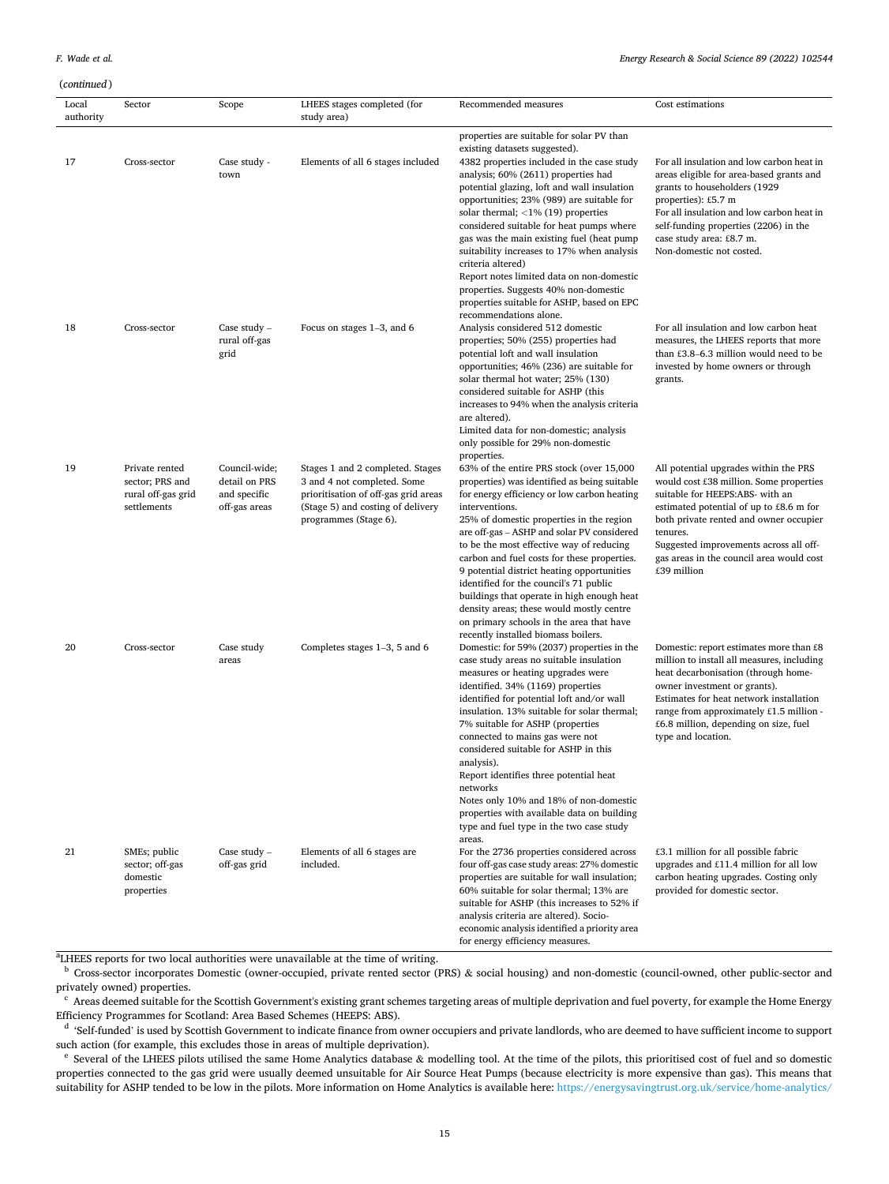(*continued*)

| Local authority | Sector | Scope | LHEES stages completed (for study area) | Recommended measures | Cost estimations |
|---|---|---|---|---|---|
| | | | | properties are suitable for solar PV than existing datasets suggested). | |
| 17 | Cross-sector | Case study - town | Elements of all 6 stages included | 4382 properties included in the case study analysis; 60% (2611) properties had potential glazing, loft and wall insulation opportunities; 23% (989) are suitable for solar thermal; <1% (19) properties considered suitable for heat pumps where gas was the main existing fuel (heat pump suitability increases to 17% when analysis criteria altered) Report notes limited data on non-domestic properties. Suggests 40% non-domestic properties suitable for ASHP, based on EPC recommendations alone. | For all insulation and low carbon heat in areas eligible for area-based grants and grants to householders (1929 properties): £5.7 m For all insulation and low carbon heat in self-funding properties (2206) in the case study area: £8.7 m. Non-domestic not costed. |
| 18 | Cross-sector | Case study – rural off-gas grid | Focus on stages 1–3, and 6 | Analysis considered 512 domestic properties; 50% (255) properties had potential loft and wall insulation opportunities; 46% (236) are suitable for solar thermal hot water; 25% (130) considered suitable for ASHP (this increases to 94% when the analysis criteria are altered). Limited data for non-domestic; analysis only possible for 29% non-domestic properties. | For all insulation and low carbon heat measures, the LHEES reports that more than £3.8–6.3 million would need to be invested by home owners or through grants. |
| 19 | Private rented sector; PRS and rural off-gas grid settlements | Council-wide; detail on PRS and specific off-gas areas | Stages 1 and 2 completed. Stages 3 and 4 not completed. Some prioritisation of off-gas grid areas (Stage 5) and costing of delivery programmes (Stage 6). | 63% of the entire PRS stock (over 15,000 properties) was identified as being suitable for energy efficiency or low carbon heating interventions. 25% of domestic properties in the region are off-gas – ASHP and solar PV considered to be the most effective way of reducing carbon and fuel costs for these properties. 9 potential district heating opportunities identified for the council's 71 public buildings that operate in high enough heat density areas; these would mostly centre on primary schools in the area that have recently installed biomass boilers. | All potential upgrades within the PRS would cost £38 million. Some properties suitable for HEEPS:ABS- with an estimated potential of up to £8.6 m for both private rented and owner occupier tenures. Suggested improvements across all off-gas areas in the council area would cost £39 million |
| 20 | Cross-sector | Case study areas | Completes stages 1–3, 5 and 6 | Domestic: for 59% (2037) properties in the case study areas no suitable insulation measures or heating upgrades were identified. 34% (1169) properties identified for potential loft and/or wall insulation. 13% suitable for solar thermal; 7% suitable for ASHP (properties connected to mains gas were not considered suitable for ASHP in this analysis). Report identifies three potential heat networks Notes only 10% and 18% of non-domestic properties with available data on building type and fuel type in the two case study areas. | Domestic: report estimates more than £8 million to install all measures, including heat decarbonisation (through home-owner investment or grants). Estimates for heat network installation range from approximately £1.5 million - £6.8 million, depending on size, fuel type and location. |
| 21 | SMEs; public sector; off-gas domestic properties | Case study – off-gas grid | Elements of all 6 stages are included. | For the 2736 properties considered across four off-gas case study areas: 27% domestic properties are suitable for wall insulation; 60% suitable for solar thermal; 13% are suitable for ASHP (this increases to 52% if analysis criteria are altered). Socio-economic analysis identified a priority area for energy efficiency measures. | £3.1 million for all possible fabric upgrades and £11.4 million for all low carbon heating upgrades. Costing only provided for domestic sector. |

[a] LHEES reports for two local authorities were unavailable at the time of writing.

[b] Cross-sector incorporates Domestic (owner-occupied, private rented sector (PRS) & social housing) and non-domestic (council-owned, other public-sector and privately owned) properties.

[c] Areas deemed suitable for the Scottish Government's existing grant schemes targeting areas of multiple deprivation and fuel poverty, for example the Home Energy Efficiency Programmes for Scotland: Area Based Schemes (HEEPS: ABS).

[d] 'Self-funded' is used by Scottish Government to indicate finance from owner occupiers and private landlords, who are deemed to have sufficient income to support such action (for example, this excludes those in areas of multiple deprivation).

[e] Several of the LHEES pilots utilised the same Home Analytics database & modelling tool. At the time of the pilots, this prioritised cost of fuel and so domestic properties connected to the gas grid were usually deemed unsuitable for Air Source Heat Pumps (because electricity is more expensive than gas). This means that suitability for ASHP tended to be low in the pilots. More information on Home Analytics is available here: https://energysavingtrust.org.uk/service/home-analytics/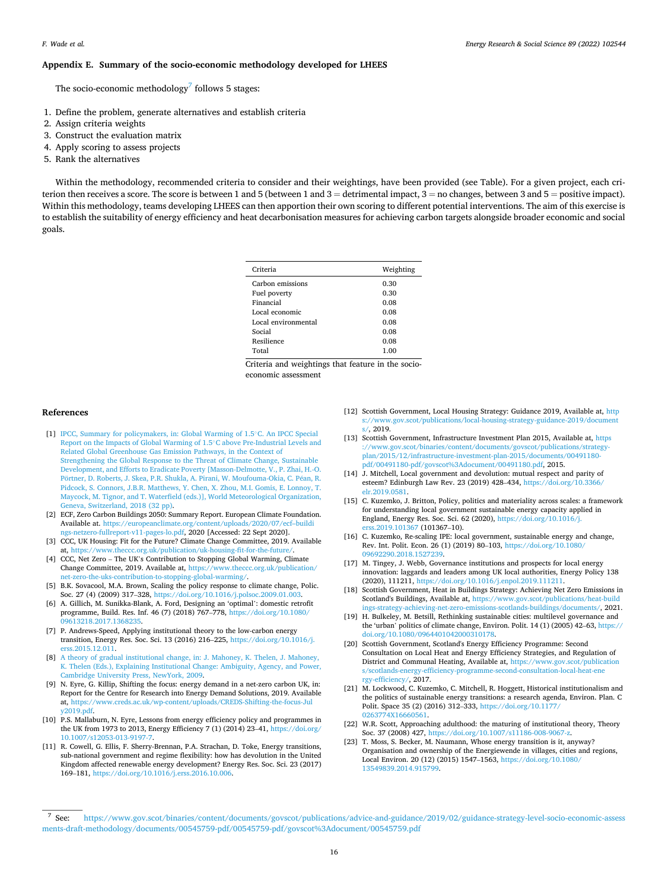## Appendix E. Summary of the socio-economic methodology developed for LHEES

The socio-economic methodology[7] follows 5 stages:

1. Define the problem, generate alternatives and establish criteria
2. Assign criteria weights
3. Construct the evaluation matrix
4. Apply scoring to assess projects
5. Rank the alternatives

Within the methodology, recommended criteria to consider and their weightings, have been provided (see Table). For a given project, each criterion then receives a score. The score is between 1 and 5 (between 1 and 3 = detrimental impact, 3 = no changes, between 3 and 5 = positive impact). Within this methodology, teams developing LHEES can then apportion their own scoring to different potential interventions. The aim of this exercise is to establish the suitability of energy efficiency and heat decarbonisation measures for achieving carbon targets alongside broader economic and social goals.

| Criteria | Weighting |
|---|---|
| Carbon emissions | 0.30 |
| Fuel poverty | 0.30 |
| Financial | 0.08 |
| Local economic | 0.08 |
| Local environmental | 0.08 |
| Social | 0.08 |
| Resilience | 0.08 |
| Total | 1.00 |

Criteria and weightings that feature in the socio-economic assessment

## References

[1] IPCC, Summary for policymakers, in: Global Warming of 1.5°C. An IPCC Special Report on the Impacts of Global Warming of 1.5°C above Pre-Industrial Levels and Related Global Greenhouse Gas Emission Pathways, in the Context of Strengthening the Global Response to the Threat of Climate Change, Sustainable Development, and Efforts to Eradicate Poverty [Masson-Delmotte, V., P. Zhai, H.-O. Pörtner, D. Roberts, J. Skea, P.R. Shukla, A. Pirani, W. Moufouma-Okia, C. Péan, R. Pidcock, S. Connors, J.B.R. Matthews, Y. Chen, X. Zhou, M.I. Gomis, E. Lonnoy, T. Maycock, M. Tignor, and T. Waterfield (eds.)], World Meteorological Organization, Geneva, Switzerland, 2018 (32 pp).

[2] ECF, Zero Carbon Buildings 2050: Summary Report. European Climate Foundation. Available at. https://europeanclimate.org/content/uploads/2020/07/ecf-buildings-netzero-fullreport-v11-pages-lo.pdf, 2020 [Accessed: 22 Sept 2020].

[3] CCC, UK Housing: Fit for the Future? Climate Change Committee, 2019. Available at, https://www.theccc.org.uk/publication/uk-housing-fit-for-the-future/.

[4] CCC, Net Zero – The UK's Contribution to Stopping Global Warming, Climate Change Committee, 2019. Available at, https://www.theccc.org.uk/publication/net-zero-the-uks-contribution-to-stopping-global-warming/.

[5] B.K. Sovacool, M.A. Brown, Scaling the policy response to climate change, Polic. Soc. 27 (4) (2009) 317–328, https://doi.org/10.1016/j.polsoc.2009.01.003.

[6] A. Gillich, M. Sunikka-Blank, A. Ford, Designing an 'optimal': domestic retrofit programme, Build. Res. Inf. 46 (7) (2018) 767–778, https://doi.org/10.1080/09613218.2017.1368235.

[7] P. Andrews-Speed, Applying institutional theory to the low-carbon energy transition, Energy Res. Soc. Sci. 13 (2016) 216–225, https://doi.org/10.1016/j.erss.2015.12.011.

[8] A theory of gradual institutional change, in: J. Mahoney, K. Thelen, J. Mahoney, K. Thelen (Eds.), Explaining Institutional Change: Ambiguity, Agency, and Power, Cambridge University Press, NewYork, 2009.

[9] N. Eyre, G. Killip, Shifting the focus: energy demand in a net-zero carbon UK, in: Report for the Centre for Research into Energy Demand Solutions, 2019. Available at, https://www.creds.ac.uk/wp-content/uploads/CREDS-Shifting-the-focus-July2019.pdf.

[10] P.S. Mallaburn, N. Eyre, Lessons from energy efficiency policy and programmes in the UK from 1973 to 2013, Energy Efficiency 7 (1) (2014) 23–41, https://doi.org/10.1007/s12053-013-9197-7.

[11] R. Cowell, G. Ellis, F. Sherry-Brennan, P.A. Strachan, D. Toke, Energy transitions, sub-national government and regime flexibility: how has devolution in the United Kingdom affected renewable energy development? Energy Res. Soc. Sci. 23 (2017) 169–181, https://doi.org/10.1016/j.erss.2016.10.006.

[12] Scottish Government, Local Housing Strategy: Guidance 2019, Available at, https://www.gov.scot/publications/local-housing-strategy-guidance-2019/documents/, 2019.

[13] Scottish Government, Infrastructure Investment Plan 2015, Available at, https://www.gov.scot/binaries/content/documents/govscot/publications/strategy-plan/2015/12/infrastructure-investment-plan-2015/documents/00491180-pdf/00491180-pdf/govscot%3Adocument/00491180.pdf, 2015.

[14] J. Mitchell, Local government and devolution: mutual respect and parity of esteem? Edinburgh Law Rev. 23 (2019) 428–434, https://doi.org/10.3366/elr.2019.0581.

[15] C. Kuzemko, J. Britton, Policy, politics and materiality across scales: a framework for understanding local government sustainable energy capacity applied in England, Energy Res. Soc. Sci. 62 (2020), https://doi.org/10.1016/j.erss.2019.101367 (101367–10).

[16] C. Kuzemko, Re-scaling IPE: local government, sustainable energy and change, Rev. Int. Polit. Econ. 26 (1) (2019) 80–103, https://doi.org/10.1080/09692290.2018.1527239.

[17] M. Tingey, J. Webb, Governance institutions and prospects for local energy innovation: laggards and leaders among UK local authorities, Energy Policy 138 (2020), 111211, https://doi.org/10.1016/j.enpol.2019.111211.

[18] Scottish Government, Heat in Buildings Strategy: Achieving Net Zero Emissions in Scotland's Buildings, Available at, https://www.gov.scot/publications/heat-buildings-strategy-achieving-net-zero-emissions-scotlands-buildings/documents/, 2021.

[19] H. Bulkeley, M. Betsill, Rethinking sustainable cities: multilevel governance and the 'urban' politics of climate change, Environ. Polit. 14 (1) (2005) 42–63, https://doi.org/10.1080/0964401042000310178.

[20] Scottish Government, Scotland's Energy Efficiency Programme: Second Consultation on Local Heat and Energy Efficiency Strategies, and Regulation of District and Communal Heating, Available at, https://www.gov.scot/publications/scotlands-energy-efficiency-programme-second-consultation-local-heat-energy-efficiency/, 2017.

[21] M. Lockwood, C. Kuzemko, C. Mitchell, R. Hoggett, Historical institutionalism and the politics of sustainable energy transitions: a research agenda, Environ. Plan. C Polit. Space 35 (2) (2016) 312–333, https://doi.org/10.1177/0263774X16660561.

[22] W.R. Scott, Approaching adulthood: the maturing of institutional theory, Theory Soc. 37 (2008) 427, https://doi.org/10.1007/s11186-008-9067-z.

[23] T. Moss, S. Becker, M. Naumann, Whose energy transition is it, anyway? Organisation and ownership of the Energiewende in villages, cities and regions, Local Environ. 20 (12) (2015) 1547–1563, https://doi.org/10.1080/13549839.2014.915799.

[7] See: https://www.gov.scot/binaries/content/documents/govscot/publications/advice-and-guidance/2019/02/guidance-strategy-level-socio-economic-assessments-draft-methodology/documents/00545759-pdf/00545759-pdf/govscot%3Adocument/00545759.pdf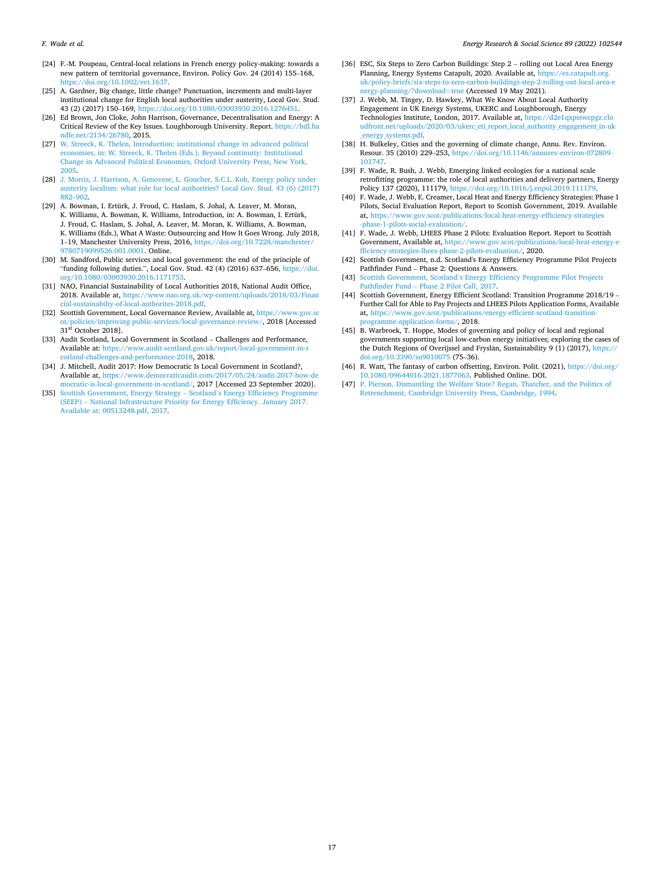[24] F.-M. Poupeau, Central-local relations in French energy policy-making: towards a new pattern of territorial governance, Environ. Policy Gov. 24 (2014) 155–168, https://doi.org/10.1002/eet.1637.

[25] A. Gardner, Big change, little change? Punctuation, increments and multi-layer institutional change for English local authorities under austerity, Local Gov. Stud. 43 (2) (2017) 150–169, https://doi.org/10.1080/03003930.2016.1276451.

[26] Ed Brown, Jon Cloke, John Harrison, Governance, Decentralisation and Energy: A Critical Review of the Key Issues. Loughborough University. Report. https://hdl.handle.net/2134/26780, 2015.

[27] W. Streeck, K. Thelen, Introduction: institutional change in advanced political economies, in: W. Streeck, K. Thelen (Eds.), Beyond continuity: Institutional Change in Advanced Political Economies, Oxford University Press, New York, 2005.

[28] J. Morris, J. Harrison, A. Genovese, L. Goucher, S.C.L. Koh, Energy policy under austerity localism: what role for local authorities? Local Gov. Stud. 43 (6) (2017) 882–902.

[29] A. Bowman, I. Ertürk, J. Froud, C. Haslam, S. Johal, A. Leaver, M. Moran, K. Williams, A. Bowman, K. Williams, Introduction, in: A. Bowman, I. Ertürk, J. Froud, C. Haslam, S. Johal, A. Leaver, M. Moran, K. Williams, A. Bowman, K. Williams (Eds.), What A Waste: Outsourcing and How It Goes Wrong. July 2018, 1–19, Manchester University Press, 2016, https://doi.org/10.7228/manchester/9780719099526.001.0001. Online.

[30] M. Sandford, Public services and local government: the end of the principle of "funding following duties.", Local Gov. Stud. 42 (4) (2016) 637–656, https://doi.org/10.1080/03003930.2016.1171753.

[31] NAO, Financial Sustainability of Local Authorities 2018, National Audit Office, 2018. Available at, https://www.nao.org.uk/wp-content/uploads/2018/03/Financial-sustainabilty-of-local-authorites-2018.pdf.

[32] Scottish Government, Local Governance Review, Available at, https://www.gov.scot/policies/improving-public-services/local-governance-review/, 2018 [Accessed 31st October 2018].

[33] Audit Scotland, Local Government in Scotland – Challenges and Performance, Available at: https://www.audit-scotland.gov.uk/report/local-government-in-scotland-challenges-and-performance-2018, 2018.

[34] J. Mitchell, Audit 2017: How Democratic Is Local Government in Scotland?, Available at, https://www.democraticaudit.com/2017/05/24/audit-2017-how-democratic-is-local-government-in-scotland/, 2017 [Accessed 23 September 2020].

[35] Scottish Government, Energy Strategy – Scotland's Energy Efficiency Programme (SEEP) – National Infrastructure Priority for Energy Efficiency. January 2017. Available at: 00513248.pdf, 2017.

[36] ESC, Six Steps to Zero Carbon Buildings: Step 2 – rolling out Local Area Energy Planning, Energy Systems Catapult, 2020. Available at, https://es.catapult.org.uk/policy-briefs/six-steps-to-zero-carbon-buildings-step-2-rolling-out-local-area-energy-planning/?download=true (Accessed 19 May 2021).

[37] J. Webb, M. Tingey, D. Hawkey, What We Know About Local Authority Engagement in UK Energy Systems, UKERC and Loughborough, Energy Technologies Institute, London, 2017. Available at, https://d2e1qxpsswcpgz.cloudfront.net/uploads/2020/03/ukerc_eti_report_local_authority_engagement_in-uk_energy_systems.pdf.

[38] H. Bulkeley, Cities and the governing of climate change, Annu. Rev. Environ. Resour. 35 (2010) 229–253, https://doi.org/10.1146/annurev-environ-072809-101747.

[39] F. Wade, R. Bush, J. Webb, Emerging linked ecologies for a national scale retrofitting programme: the role of local authorities and delivery partners, Energy Policy 137 (2020), 111179, https://doi.org/10.1016/j.enpol.2019.111179.

[40] F. Wade, J. Webb, E. Creamer, Local Heat and Energy Efficiency Strategies: Phase 1 Pilots, Social Evaluation Report, Report to Scottish Government, 2019. Available at, https://www.gov.scot/publications/local-heat-energy-efficiency-strategies-phase-1-pilots-social-evaluation/.

[41] F. Wade, J. Webb, LHEES Phase 2 Pilots: Evaluation Report. Report to Scottish Government, Available at, https://www.gov.scot/publications/local-heat-energy-efficiency-strategies-lhees-phase-2-pilots-evaluation/, 2020.

[42] Scottish Government, n.d. Scotland's Energy Efficiency Programme Pilot Projects Pathfinder Fund – Phase 2: Questions & Answers.

[43] Scottish Government, Scotland's Energy Efficiency Programme Pilot Projects Pathfinder Fund – Phase 2 Pilot Call, 2017.

[44] Scottish Government, Energy Efficient Scotland: Transition Programme 2018/19 – Further Call for Able to Pay Projects and LHEES Pilots Application Forms, Available at, https://www.gov.scot/publications/energy-efficient-scotland-transition-programme-application-forms/, 2018.

[45] B. Warbroek, T. Hoppe, Modes of governing and policy of local and regional governments supporting local low-carbon energy initiatives; exploring the cases of the Dutch Regions of Overijssel and Fryslân, Sustainability 9 (1) (2017), https://doi.org/10.3390/su9010075 (75–36).

[46] R. Watt, The fantasy of carbon offsetting, Environ. Polit. (2021), https://doi.org/10.1080/09644016.2021.1877063. Published Online. DOI.

[47] P. Pierson, Dismantling the Welfare State? Regan, Thatcher, and the Politics of Retrenchment, Cambridge University Press, Cambridge, 1994.